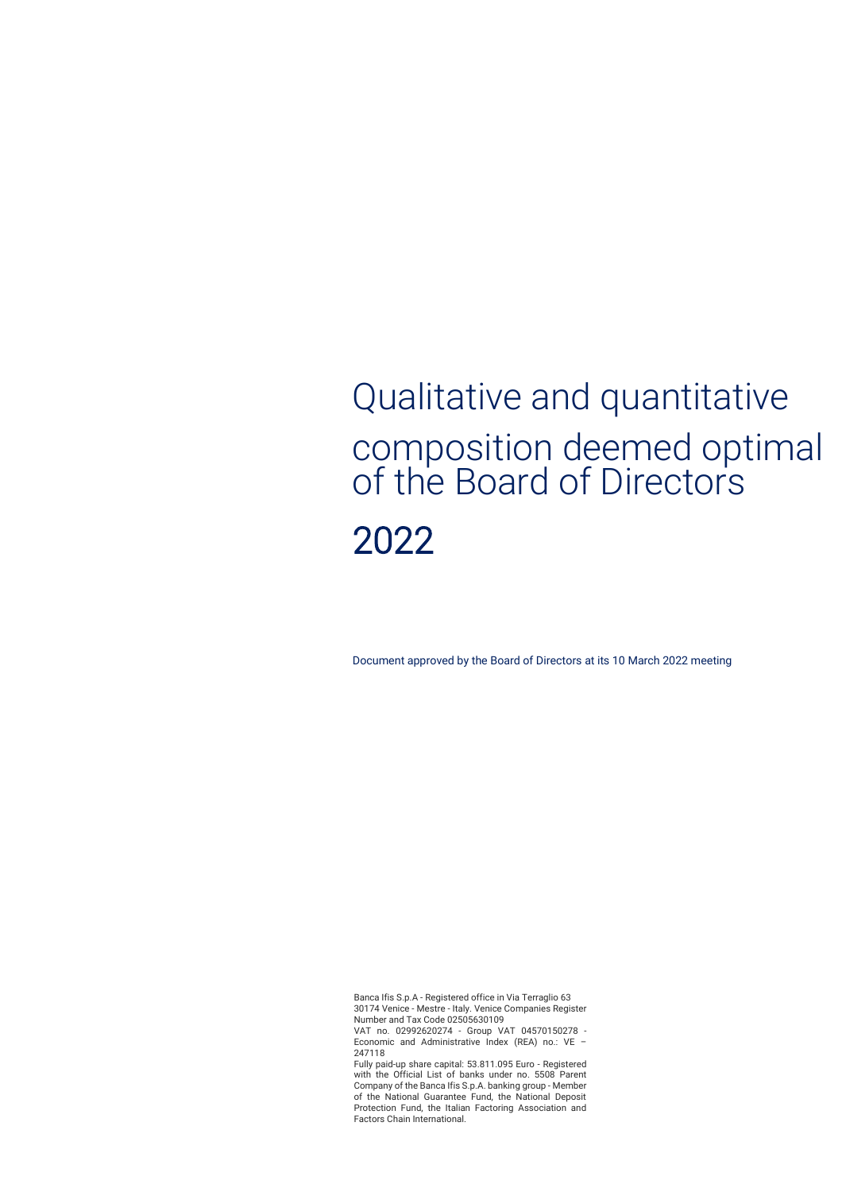# Qualitative and quantitative composition deemed optimal of the Board of Directors

# 2022

Document approved by the Board of Directors at its 10 March 2022 meeting

Banca Ifis S.p.A - Registered office in Via Terraglio 63 30174 Venice - Mestre - Italy. Venice Companies Register Number and Tax Code 02505630109
VAT no. 02992620274 - Group VAT 04570150278 - Economic and Administrative Index (REA) no.: VE – 247118
Fully paid-up share capital: 53.811.095 Euro - Registered with the Official List of banks under no. 5508 Parent Company of the Banca Ifis S.p.A. banking group - Member of the National Guarantee Fund, the National Deposit Protection Fund, the Italian Factoring Association and Factors Chain International.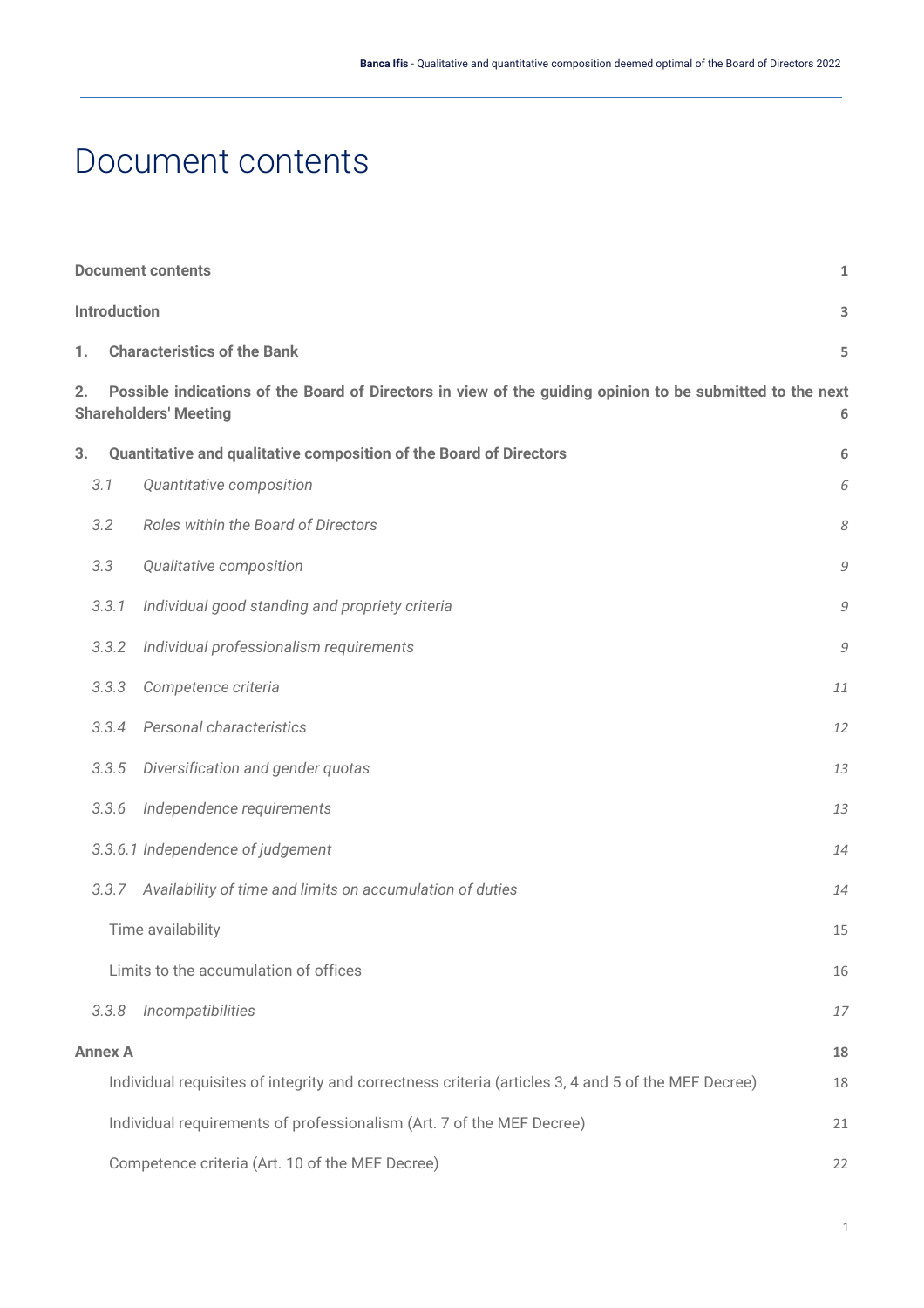# Document contents

| | |
|---|---|
| **Document contents** | **1** |
| **Introduction** | **3** |
| **1. Characteristics of the Bank** | **5** |
| **2. Possible indications of the Board of Directors in view of the guiding opinion to be submitted to the next Shareholders' Meeting** | **6** |
| **3. Quantitative and qualitative composition of the Board of Directors** | **6** |
| *3.1 Quantitative composition* | *6* |
| *3.2 Roles within the Board of Directors* | *8* |
| *3.3 Qualitative composition* | *9* |
| *3.3.1 Individual good standing and propriety criteria* | *9* |
| *3.3.2 Individual professionalism requirements* | *9* |
| *3.3.3 Competence criteria* | *11* |
| *3.3.4 Personal characteristics* | *12* |
| *3.3.5 Diversification and gender quotas* | *13* |
| *3.3.6 Independence requirements* | *13* |
| *3.3.6.1 Independence of judgement* | *14* |
| *3.3.7 Availability of time and limits on accumulation of duties* | *14* |
| Time availability | 15 |
| Limits to the accumulation of offices | 16 |
| *3.3.8 Incompatibilities* | *17* |
| **Annex A** | **18** |
| Individual requisites of integrity and correctness criteria (articles 3, 4 and 5 of the MEF Decree) | 18 |
| Individual requirements of professionalism (Art. 7 of the MEF Decree) | 21 |
| Competence criteria (Art. 10 of the MEF Decree) | 22 |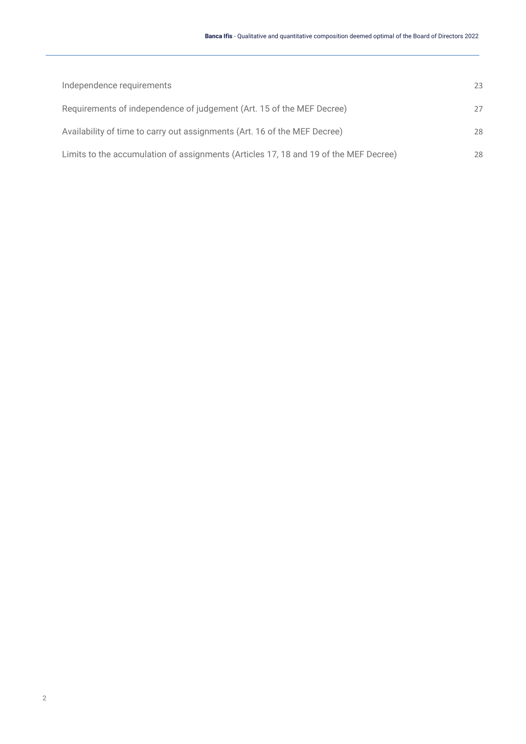| | |
|---|---|
| Independence requirements | 23 |
| Requirements of independence of judgement (Art. 15 of the MEF Decree) | 27 |
| Availability of time to carry out assignments (Art. 16 of the MEF Decree) | 28 |
| Limits to the accumulation of assignments (Articles 17, 18 and 19 of the MEF Decree) | 28 |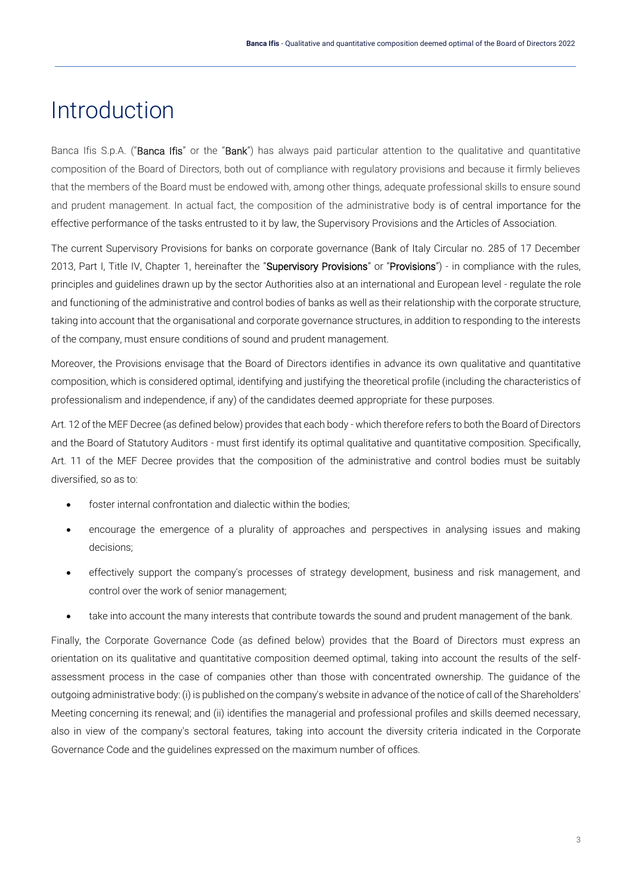# Introduction

Banca Ifis S.p.A. ("**Banca Ifis**" or the "**Bank**") has always paid particular attention to the qualitative and quantitative composition of the Board of Directors, both out of compliance with regulatory provisions and because it firmly believes that the members of the Board must be endowed with, among other things, adequate professional skills to ensure sound and prudent management. In actual fact, the composition of the administrative body is of central importance for the effective performance of the tasks entrusted to it by law, the Supervisory Provisions and the Articles of Association.

The current Supervisory Provisions for banks on corporate governance (Bank of Italy Circular no. 285 of 17 December 2013, Part I, Title IV, Chapter 1, hereinafter the "**Supervisory Provisions**" or "**Provisions**") - in compliance with the rules, principles and guidelines drawn up by the sector Authorities also at an international and European level - regulate the role and functioning of the administrative and control bodies of banks as well as their relationship with the corporate structure, taking into account that the organisational and corporate governance structures, in addition to responding to the interests of the company, must ensure conditions of sound and prudent management.

Moreover, the Provisions envisage that the Board of Directors identifies in advance its own qualitative and quantitative composition, which is considered optimal, identifying and justifying the theoretical profile (including the characteristics of professionalism and independence, if any) of the candidates deemed appropriate for these purposes.

Art. 12 of the MEF Decree (as defined below) provides that each body - which therefore refers to both the Board of Directors and the Board of Statutory Auditors - must first identify its optimal qualitative and quantitative composition. Specifically, Art. 11 of the MEF Decree provides that the composition of the administrative and control bodies must be suitably diversified, so as to:

- foster internal confrontation and dialectic within the bodies;
- encourage the emergence of a plurality of approaches and perspectives in analysing issues and making decisions;
- effectively support the company's processes of strategy development, business and risk management, and control over the work of senior management;
- take into account the many interests that contribute towards the sound and prudent management of the bank.

Finally, the Corporate Governance Code (as defined below) provides that the Board of Directors must express an orientation on its qualitative and quantitative composition deemed optimal, taking into account the results of the self-assessment process in the case of companies other than those with concentrated ownership. The guidance of the outgoing administrative body: (i) is published on the company's website in advance of the notice of call of the Shareholders' Meeting concerning its renewal; and (ii) identifies the managerial and professional profiles and skills deemed necessary, also in view of the company's sectoral features, taking into account the diversity criteria indicated in the Corporate Governance Code and the guidelines expressed on the maximum number of offices.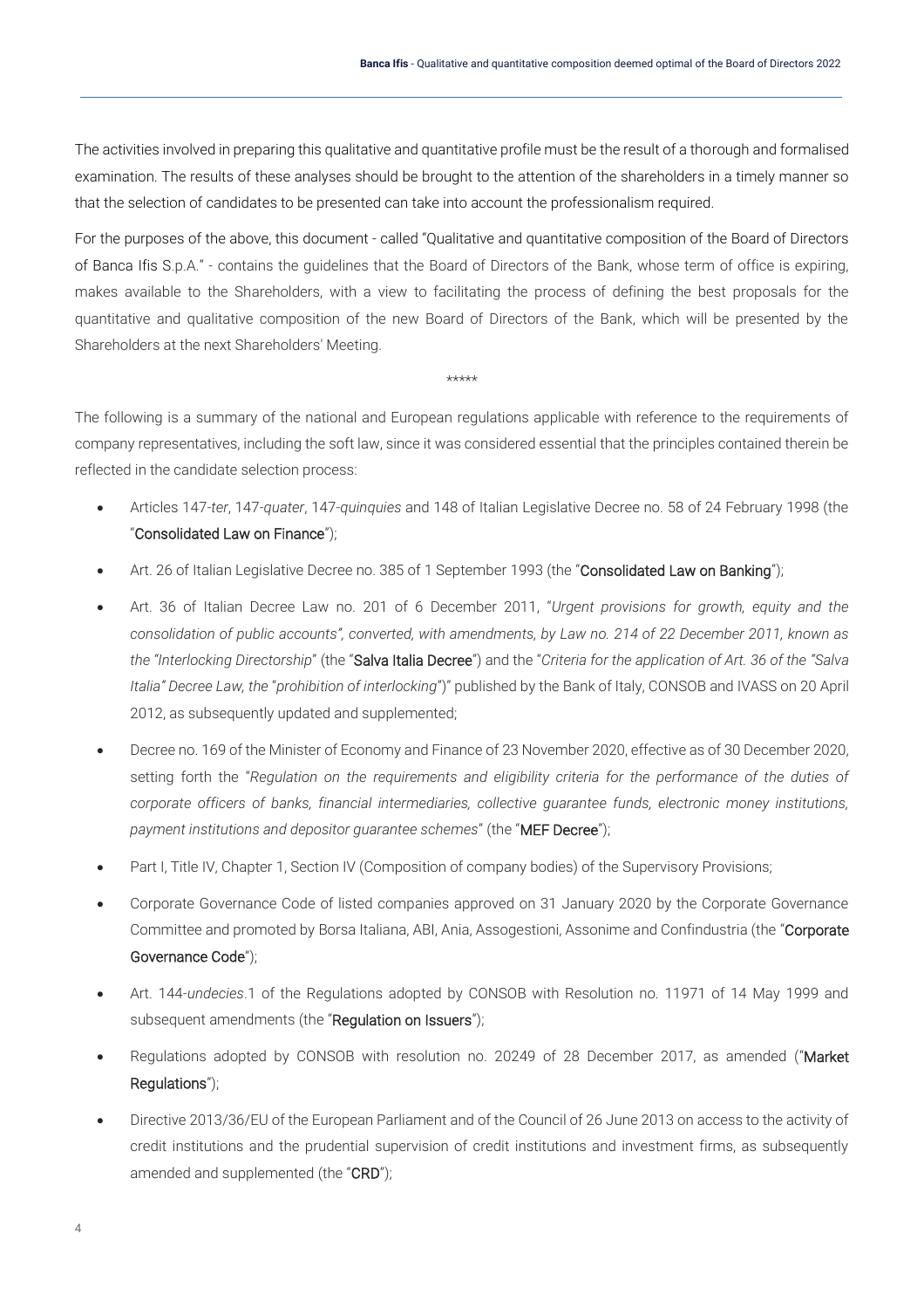The activities involved in preparing this qualitative and quantitative profile must be the result of a thorough and formalised examination. The results of these analyses should be brought to the attention of the shareholders in a timely manner so that the selection of candidates to be presented can take into account the professionalism required.

For the purposes of the above, this document - called "Qualitative and quantitative composition of the Board of Directors of Banca Ifis S.p.A." - contains the guidelines that the Board of Directors of the Bank, whose term of office is expiring, makes available to the Shareholders, with a view to facilitating the process of defining the best proposals for the quantitative and qualitative composition of the new Board of Directors of the Bank, which will be presented by the Shareholders at the next Shareholders' Meeting.

*****

The following is a summary of the national and European regulations applicable with reference to the requirements of company representatives, including the soft law, since it was considered essential that the principles contained therein be reflected in the candidate selection process:

- Articles 147-*ter*, 147-*quater*, 147-*quinquies* and 148 of Italian Legislative Decree no. 58 of 24 February 1998 (the "**Consolidated Law on Finance**");
- Art. 26 of Italian Legislative Decree no. 385 of 1 September 1993 (the "**Consolidated Law on Banking**");
- Art. 36 of Italian Decree Law no. 201 of 6 December 2011, "*Urgent provisions for growth, equity and the consolidation of public accounts", converted, with amendments, by Law no. 214 of 22 December 2011, known as the "Interlocking Directorship*" (the "**Salva Italia Decree**") and the "*Criteria for the application of Art. 36 of the "Salva Italia" Decree Law, the "prohibition of interlocking*")" published by the Bank of Italy, CONSOB and IVASS on 20 April 2012, as subsequently updated and supplemented;
- Decree no. 169 of the Minister of Economy and Finance of 23 November 2020, effective as of 30 December 2020, setting forth the "*Regulation on the requirements and eligibility criteria for the performance of the duties of corporate officers of banks, financial intermediaries, collective guarantee funds, electronic money institutions, payment institutions and depositor guarantee schemes*" (the "**MEF Decree**");
- Part I, Title IV, Chapter 1, Section IV (Composition of company bodies) of the Supervisory Provisions;
- Corporate Governance Code of listed companies approved on 31 January 2020 by the Corporate Governance Committee and promoted by Borsa Italiana, ABI, Ania, Assogestioni, Assonime and Confindustria (the "**Corporate Governance Code**");
- Art. 144-*undecies*.1 of the Regulations adopted by CONSOB with Resolution no. 11971 of 14 May 1999 and subsequent amendments (the "**Regulation on Issuers**");
- Regulations adopted by CONSOB with resolution no. 20249 of 28 December 2017, as amended ("**Market Regulations**");
- Directive 2013/36/EU of the European Parliament and of the Council of 26 June 2013 on access to the activity of credit institutions and the prudential supervision of credit institutions and investment firms, as subsequently amended and supplemented (the "**CRD**");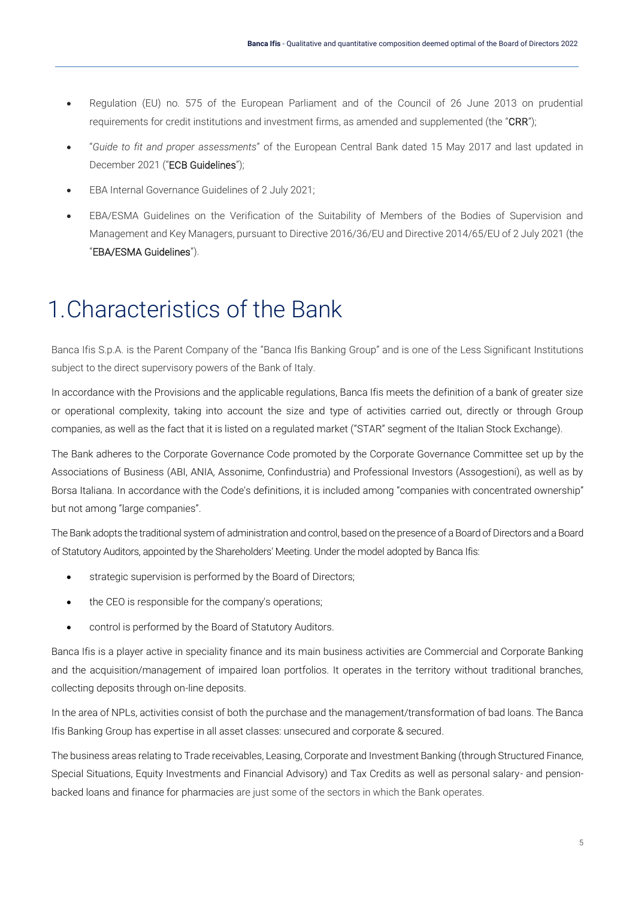- Regulation (EU) no. 575 of the European Parliament and of the Council of 26 June 2013 on prudential requirements for credit institutions and investment firms, as amended and supplemented (the "**CRR**");
- "*Guide to fit and proper assessments*" of the European Central Bank dated 15 May 2017 and last updated in December 2021 ("**ECB Guidelines**");
- EBA Internal Governance Guidelines of 2 July 2021;
- EBA/ESMA Guidelines on the Verification of the Suitability of Members of the Bodies of Supervision and Management and Key Managers, pursuant to Directive 2016/36/EU and Directive 2014/65/EU of 2 July 2021 (the "**EBA/ESMA Guidelines**").

# 1.Characteristics of the Bank

Banca Ifis S.p.A. is the Parent Company of the "Banca Ifis Banking Group" and is one of the Less Significant Institutions subject to the direct supervisory powers of the Bank of Italy.

In accordance with the Provisions and the applicable regulations, Banca Ifis meets the definition of a bank of greater size or operational complexity, taking into account the size and type of activities carried out, directly or through Group companies, as well as the fact that it is listed on a regulated market ("STAR" segment of the Italian Stock Exchange).

The Bank adheres to the Corporate Governance Code promoted by the Corporate Governance Committee set up by the Associations of Business (ABI, ANIA, Assonime, Confindustria) and Professional Investors (Assogestioni), as well as by Borsa Italiana. In accordance with the Code's definitions, it is included among "companies with concentrated ownership" but not among "large companies".

The Bank adopts the traditional system of administration and control, based on the presence of a Board of Directors and a Board of Statutory Auditors, appointed by the Shareholders' Meeting. Under the model adopted by Banca Ifis:

- strategic supervision is performed by the Board of Directors;
- the CEO is responsible for the company's operations;
- control is performed by the Board of Statutory Auditors.

Banca Ifis is a player active in speciality finance and its main business activities are Commercial and Corporate Banking and the acquisition/management of impaired loan portfolios. It operates in the territory without traditional branches, collecting deposits through on-line deposits.

In the area of NPLs, activities consist of both the purchase and the management/transformation of bad loans. The Banca Ifis Banking Group has expertise in all asset classes: unsecured and corporate & secured.

The business areas relating to Trade receivables, Leasing, Corporate and Investment Banking (through Structured Finance, Special Situations, Equity Investments and Financial Advisory) and Tax Credits as well as personal salary- and pension-backed loans and finance for pharmacies are just some of the sectors in which the Bank operates.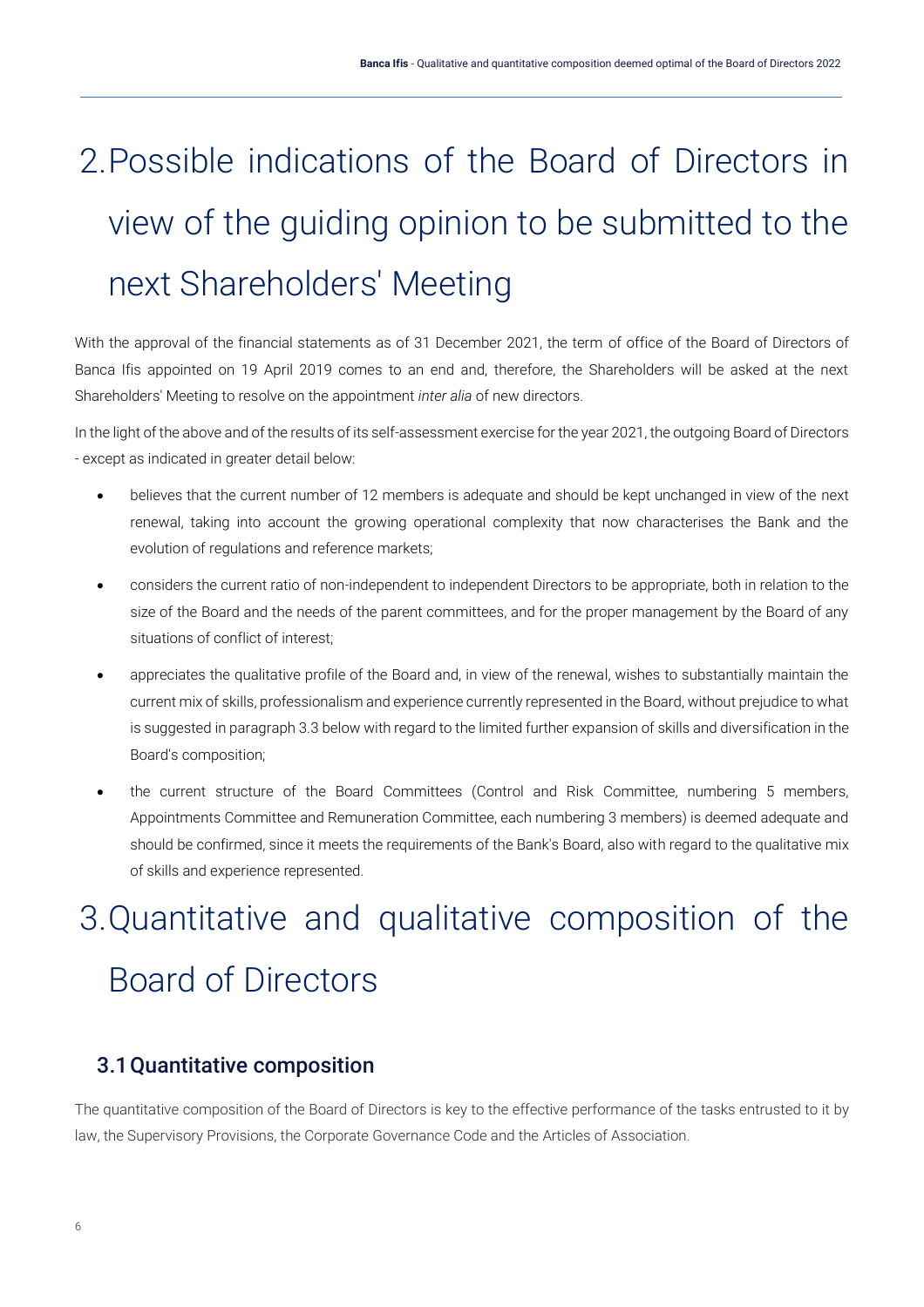# 2. Possible indications of the Board of Directors in view of the guiding opinion to be submitted to the next Shareholders' Meeting

With the approval of the financial statements as of 31 December 2021, the term of office of the Board of Directors of Banca Ifis appointed on 19 April 2019 comes to an end and, therefore, the Shareholders will be asked at the next Shareholders' Meeting to resolve on the appointment *inter alia* of new directors.

In the light of the above and of the results of its self-assessment exercise for the year 2021, the outgoing Board of Directors - except as indicated in greater detail below:

- believes that the current number of 12 members is adequate and should be kept unchanged in view of the next renewal, taking into account the growing operational complexity that now characterises the Bank and the evolution of regulations and reference markets;
- considers the current ratio of non-independent to independent Directors to be appropriate, both in relation to the size of the Board and the needs of the parent committees, and for the proper management by the Board of any situations of conflict of interest;
- appreciates the qualitative profile of the Board and, in view of the renewal, wishes to substantially maintain the current mix of skills, professionalism and experience currently represented in the Board, without prejudice to what is suggested in paragraph 3.3 below with regard to the limited further expansion of skills and diversification in the Board's composition;
- the current structure of the Board Committees (Control and Risk Committee, numbering 5 members, Appointments Committee and Remuneration Committee, each numbering 3 members) is deemed adequate and should be confirmed, since it meets the requirements of the Bank's Board, also with regard to the qualitative mix of skills and experience represented.

# 3. Quantitative and qualitative composition of the Board of Directors

## 3.1 Quantitative composition

The quantitative composition of the Board of Directors is key to the effective performance of the tasks entrusted to it by law, the Supervisory Provisions, the Corporate Governance Code and the Articles of Association.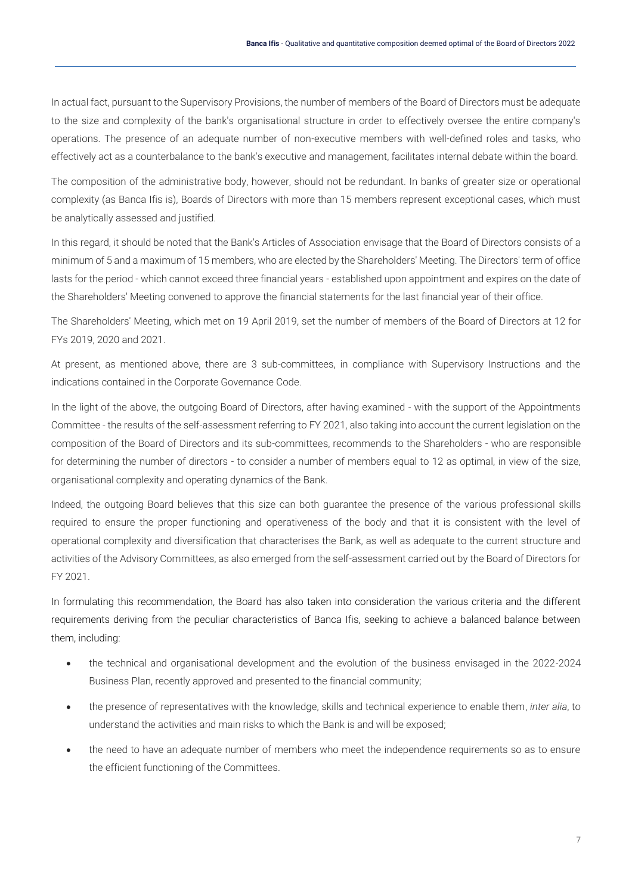In actual fact, pursuant to the Supervisory Provisions, the number of members of the Board of Directors must be adequate to the size and complexity of the bank's organisational structure in order to effectively oversee the entire company's operations. The presence of an adequate number of non-executive members with well-defined roles and tasks, who effectively act as a counterbalance to the bank's executive and management, facilitates internal debate within the board.

The composition of the administrative body, however, should not be redundant. In banks of greater size or operational complexity (as Banca Ifis is), Boards of Directors with more than 15 members represent exceptional cases, which must be analytically assessed and justified.

In this regard, it should be noted that the Bank's Articles of Association envisage that the Board of Directors consists of a minimum of 5 and a maximum of 15 members, who are elected by the Shareholders' Meeting. The Directors' term of office lasts for the period - which cannot exceed three financial years - established upon appointment and expires on the date of the Shareholders' Meeting convened to approve the financial statements for the last financial year of their office.

The Shareholders' Meeting, which met on 19 April 2019, set the number of members of the Board of Directors at 12 for FYs 2019, 2020 and 2021.

At present, as mentioned above, there are 3 sub-committees, in compliance with Supervisory Instructions and the indications contained in the Corporate Governance Code.

In the light of the above, the outgoing Board of Directors, after having examined - with the support of the Appointments Committee - the results of the self-assessment referring to FY 2021, also taking into account the current legislation on the composition of the Board of Directors and its sub-committees, recommends to the Shareholders - who are responsible for determining the number of directors - to consider a number of members equal to 12 as optimal, in view of the size, organisational complexity and operating dynamics of the Bank.

Indeed, the outgoing Board believes that this size can both guarantee the presence of the various professional skills required to ensure the proper functioning and operativeness of the body and that it is consistent with the level of operational complexity and diversification that characterises the Bank, as well as adequate to the current structure and activities of the Advisory Committees, as also emerged from the self-assessment carried out by the Board of Directors for FY 2021.

In formulating this recommendation, the Board has also taken into consideration the various criteria and the different requirements deriving from the peculiar characteristics of Banca Ifis, seeking to achieve a balanced balance between them, including:

- the technical and organisational development and the evolution of the business envisaged in the 2022-2024 Business Plan, recently approved and presented to the financial community;
- the presence of representatives with the knowledge, skills and technical experience to enable them, *inter alia*, to understand the activities and main risks to which the Bank is and will be exposed;
- the need to have an adequate number of members who meet the independence requirements so as to ensure the efficient functioning of the Committees.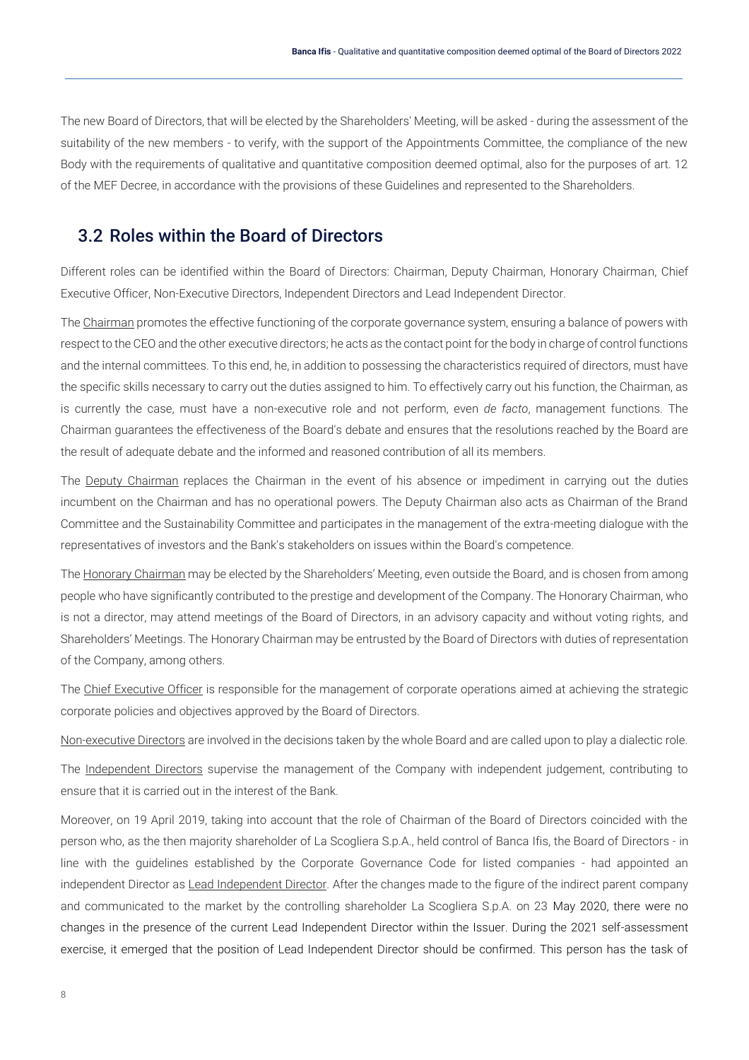The new Board of Directors, that will be elected by the Shareholders' Meeting, will be asked - during the assessment of the suitability of the new members - to verify, with the support of the Appointments Committee, the compliance of the new Body with the requirements of qualitative and quantitative composition deemed optimal, also for the purposes of art. 12 of the MEF Decree, in accordance with the provisions of these Guidelines and represented to the Shareholders.

## 3.2 Roles within the Board of Directors

Different roles can be identified within the Board of Directors: Chairman, Deputy Chairman, Honorary Chairman, Chief Executive Officer, Non-Executive Directors, Independent Directors and Lead Independent Director.

The Chairman promotes the effective functioning of the corporate governance system, ensuring a balance of powers with respect to the CEO and the other executive directors; he acts as the contact point for the body in charge of control functions and the internal committees. To this end, he, in addition to possessing the characteristics required of directors, must have the specific skills necessary to carry out the duties assigned to him. To effectively carry out his function, the Chairman, as is currently the case, must have a non-executive role and not perform, even *de facto*, management functions. The Chairman guarantees the effectiveness of the Board's debate and ensures that the resolutions reached by the Board are the result of adequate debate and the informed and reasoned contribution of all its members.

The Deputy Chairman replaces the Chairman in the event of his absence or impediment in carrying out the duties incumbent on the Chairman and has no operational powers. The Deputy Chairman also acts as Chairman of the Brand Committee and the Sustainability Committee and participates in the management of the extra-meeting dialogue with the representatives of investors and the Bank's stakeholders on issues within the Board's competence.

The Honorary Chairman may be elected by the Shareholders' Meeting, even outside the Board, and is chosen from among people who have significantly contributed to the prestige and development of the Company. The Honorary Chairman, who is not a director, may attend meetings of the Board of Directors, in an advisory capacity and without voting rights, and Shareholders' Meetings. The Honorary Chairman may be entrusted by the Board of Directors with duties of representation of the Company, among others.

The Chief Executive Officer is responsible for the management of corporate operations aimed at achieving the strategic corporate policies and objectives approved by the Board of Directors.

Non-executive Directors are involved in the decisions taken by the whole Board and are called upon to play a dialectic role.

The Independent Directors supervise the management of the Company with independent judgement, contributing to ensure that it is carried out in the interest of the Bank.

Moreover, on 19 April 2019, taking into account that the role of Chairman of the Board of Directors coincided with the person who, as the then majority shareholder of La Scogliera S.p.A., held control of Banca Ifis, the Board of Directors - in line with the guidelines established by the Corporate Governance Code for listed companies - had appointed an independent Director as Lead Independent Director. After the changes made to the figure of the indirect parent company and communicated to the market by the controlling shareholder La Scogliera S.p.A. on 23 May 2020, there were no changes in the presence of the current Lead Independent Director within the Issuer. During the 2021 self-assessment exercise, it emerged that the position of Lead Independent Director should be confirmed. This person has the task of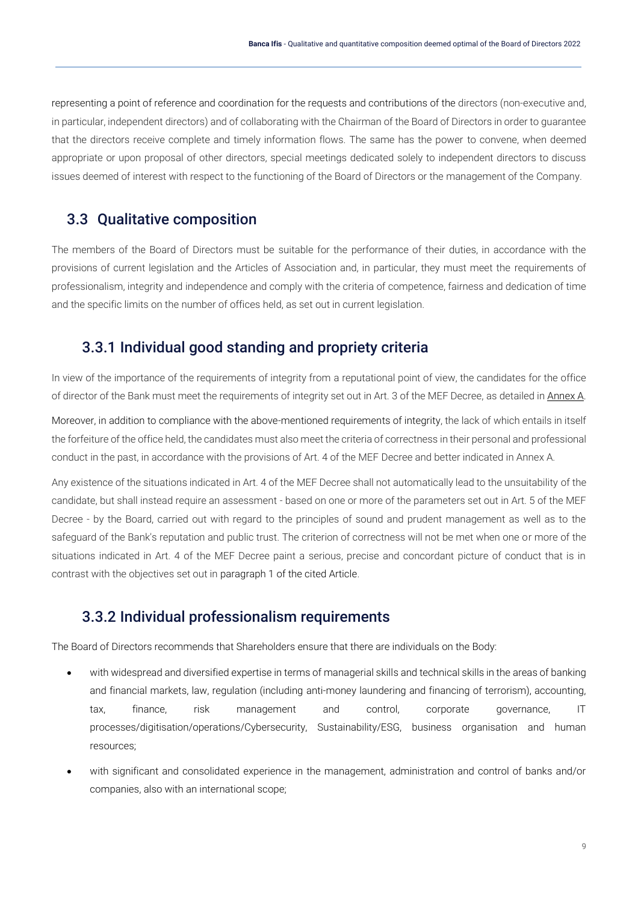representing a point of reference and coordination for the requests and contributions of the directors (non-executive and, in particular, independent directors) and of collaborating with the Chairman of the Board of Directors in order to guarantee that the directors receive complete and timely information flows. The same has the power to convene, when deemed appropriate or upon proposal of other directors, special meetings dedicated solely to independent directors to discuss issues deemed of interest with respect to the functioning of the Board of Directors or the management of the Company.

## 3.3 Qualitative composition

The members of the Board of Directors must be suitable for the performance of their duties, in accordance with the provisions of current legislation and the Articles of Association and, in particular, they must meet the requirements of professionalism, integrity and independence and comply with the criteria of competence, fairness and dedication of time and the specific limits on the number of offices held, as set out in current legislation.

### 3.3.1 Individual good standing and propriety criteria

In view of the importance of the requirements of integrity from a reputational point of view, the candidates for the office of director of the Bank must meet the requirements of integrity set out in Art. 3 of the MEF Decree, as detailed in Annex A.

Moreover, in addition to compliance with the above-mentioned requirements of integrity, the lack of which entails in itself the forfeiture of the office held, the candidates must also meet the criteria of correctness in their personal and professional conduct in the past, in accordance with the provisions of Art. 4 of the MEF Decree and better indicated in Annex A.

Any existence of the situations indicated in Art. 4 of the MEF Decree shall not automatically lead to the unsuitability of the candidate, but shall instead require an assessment - based on one or more of the parameters set out in Art. 5 of the MEF Decree - by the Board, carried out with regard to the principles of sound and prudent management as well as to the safeguard of the Bank's reputation and public trust. The criterion of correctness will not be met when one or more of the situations indicated in Art. 4 of the MEF Decree paint a serious, precise and concordant picture of conduct that is in contrast with the objectives set out in paragraph 1 of the cited Article.

### 3.3.2 Individual professionalism requirements

The Board of Directors recommends that Shareholders ensure that there are individuals on the Body:

- with widespread and diversified expertise in terms of managerial skills and technical skills in the areas of banking and financial markets, law, regulation (including anti-money laundering and financing of terrorism), accounting, tax, finance, risk management and control, corporate governance, IT processes/digitisation/operations/Cybersecurity, Sustainability/ESG, business organisation and human resources;
- with significant and consolidated experience in the management, administration and control of banks and/or companies, also with an international scope;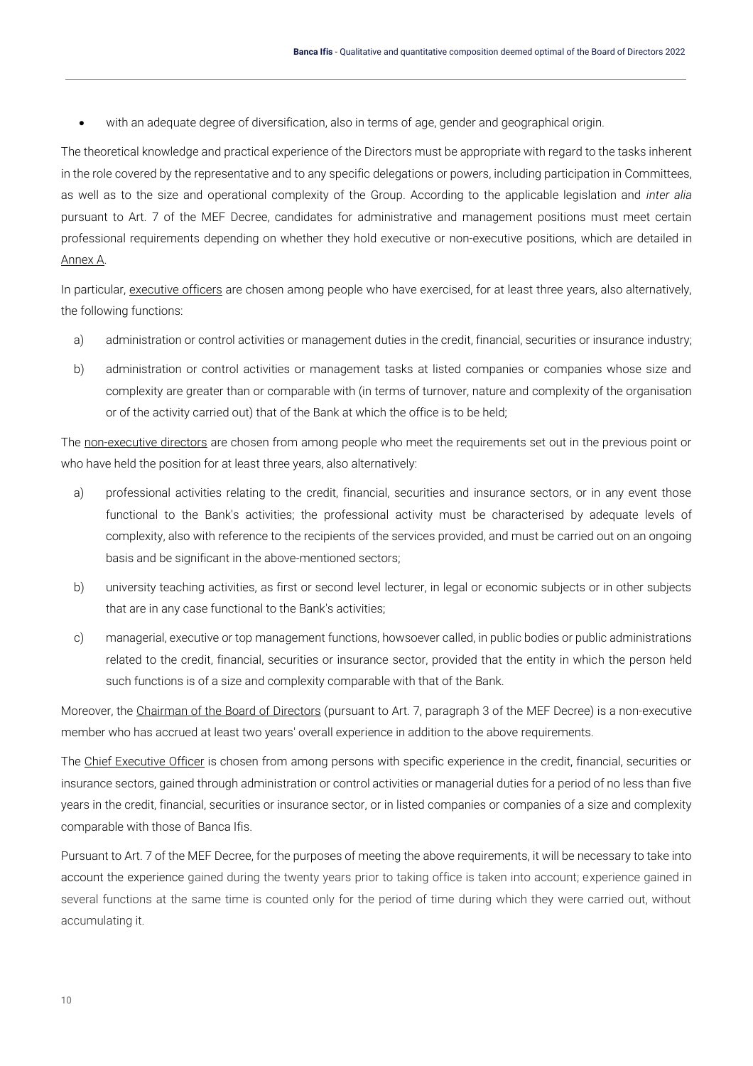- with an adequate degree of diversification, also in terms of age, gender and geographical origin.

The theoretical knowledge and practical experience of the Directors must be appropriate with regard to the tasks inherent in the role covered by the representative and to any specific delegations or powers, including participation in Committees, as well as to the size and operational complexity of the Group. According to the applicable legislation and *inter alia* pursuant to Art. 7 of the MEF Decree, candidates for administrative and management positions must meet certain professional requirements depending on whether they hold executive or non-executive positions, which are detailed in Annex A.

In particular, executive officers are chosen among people who have exercised, for at least three years, also alternatively, the following functions:

a) administration or control activities or management duties in the credit, financial, securities or insurance industry;

b) administration or control activities or management tasks at listed companies or companies whose size and complexity are greater than or comparable with (in terms of turnover, nature and complexity of the organisation or of the activity carried out) that of the Bank at which the office is to be held;

The non-executive directors are chosen from among people who meet the requirements set out in the previous point or who have held the position for at least three years, also alternatively:

a) professional activities relating to the credit, financial, securities and insurance sectors, or in any event those functional to the Bank's activities; the professional activity must be characterised by adequate levels of complexity, also with reference to the recipients of the services provided, and must be carried out on an ongoing basis and be significant in the above-mentioned sectors;

b) university teaching activities, as first or second level lecturer, in legal or economic subjects or in other subjects that are in any case functional to the Bank's activities;

c) managerial, executive or top management functions, howsoever called, in public bodies or public administrations related to the credit, financial, securities or insurance sector, provided that the entity in which the person held such functions is of a size and complexity comparable with that of the Bank.

Moreover, the Chairman of the Board of Directors (pursuant to Art. 7, paragraph 3 of the MEF Decree) is a non-executive member who has accrued at least two years' overall experience in addition to the above requirements.

The Chief Executive Officer is chosen from among persons with specific experience in the credit, financial, securities or insurance sectors, gained through administration or control activities or managerial duties for a period of no less than five years in the credit, financial, securities or insurance sector, or in listed companies or companies of a size and complexity comparable with those of Banca Ifis.

Pursuant to Art. 7 of the MEF Decree, for the purposes of meeting the above requirements, it will be necessary to take into account the experience gained during the twenty years prior to taking office is taken into account; experience gained in several functions at the same time is counted only for the period of time during which they were carried out, without accumulating it.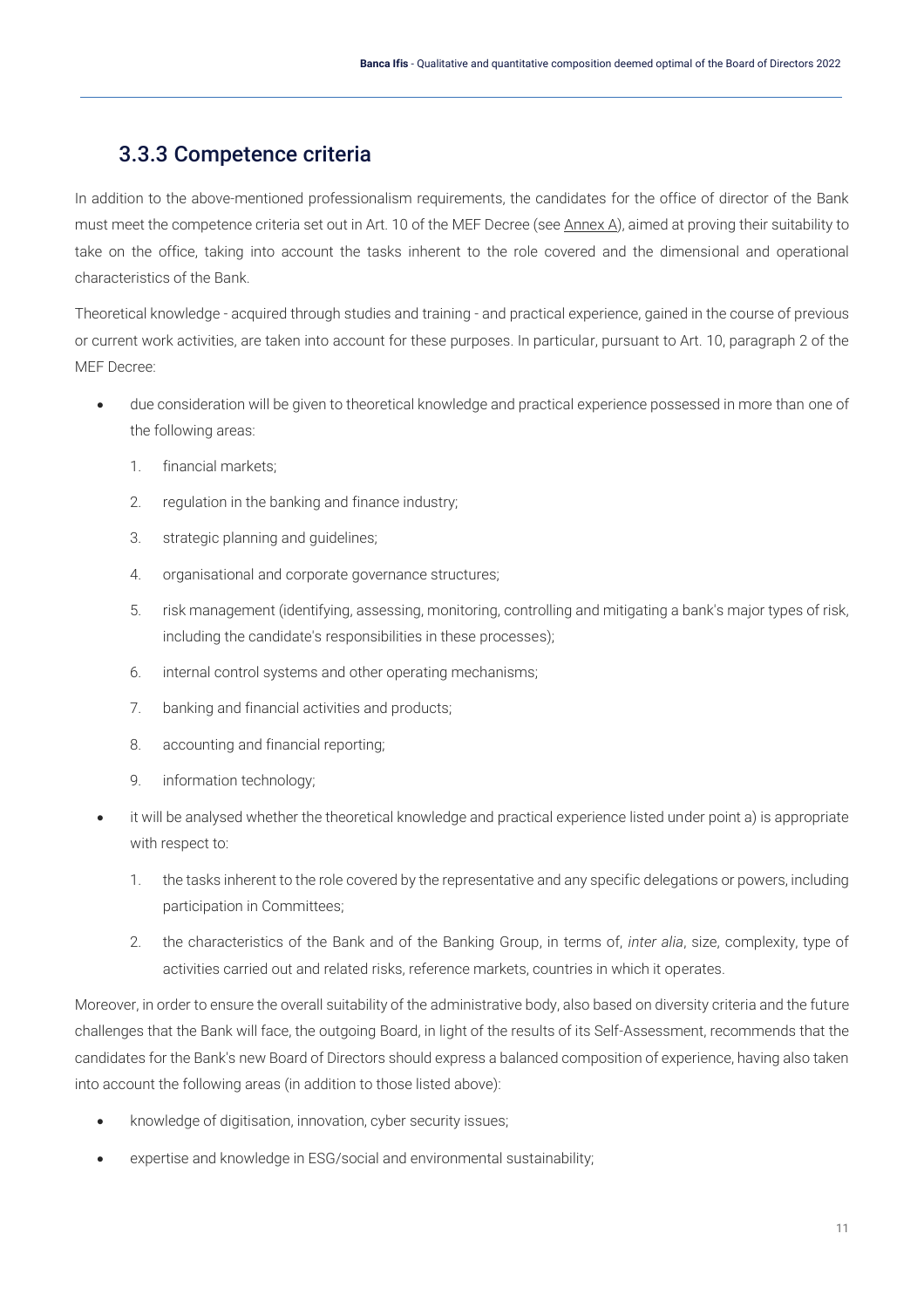### 3.3.3 Competence criteria

In addition to the above-mentioned professionalism requirements, the candidates for the office of director of the Bank must meet the competence criteria set out in Art. 10 of the MEF Decree (see Annex A), aimed at proving their suitability to take on the office, taking into account the tasks inherent to the role covered and the dimensional and operational characteristics of the Bank.

Theoretical knowledge - acquired through studies and training - and practical experience, gained in the course of previous or current work activities, are taken into account for these purposes. In particular, pursuant to Art. 10, paragraph 2 of the MEF Decree:

- due consideration will be given to theoretical knowledge and practical experience possessed in more than one of the following areas:
  1. financial markets;
  2. regulation in the banking and finance industry;
  3. strategic planning and guidelines;
  4. organisational and corporate governance structures;
  5. risk management (identifying, assessing, monitoring, controlling and mitigating a bank's major types of risk, including the candidate's responsibilities in these processes);
  6. internal control systems and other operating mechanisms;
  7. banking and financial activities and products;
  8. accounting and financial reporting;
  9. information technology;
- it will be analysed whether the theoretical knowledge and practical experience listed under point a) is appropriate with respect to:
  1. the tasks inherent to the role covered by the representative and any specific delegations or powers, including participation in Committees;
  2. the characteristics of the Bank and of the Banking Group, in terms of, *inter alia*, size, complexity, type of activities carried out and related risks, reference markets, countries in which it operates.

Moreover, in order to ensure the overall suitability of the administrative body, also based on diversity criteria and the future challenges that the Bank will face, the outgoing Board, in light of the results of its Self-Assessment, recommends that the candidates for the Bank's new Board of Directors should express a balanced composition of experience, having also taken into account the following areas (in addition to those listed above):

- knowledge of digitisation, innovation, cyber security issues;
- expertise and knowledge in ESG/social and environmental sustainability;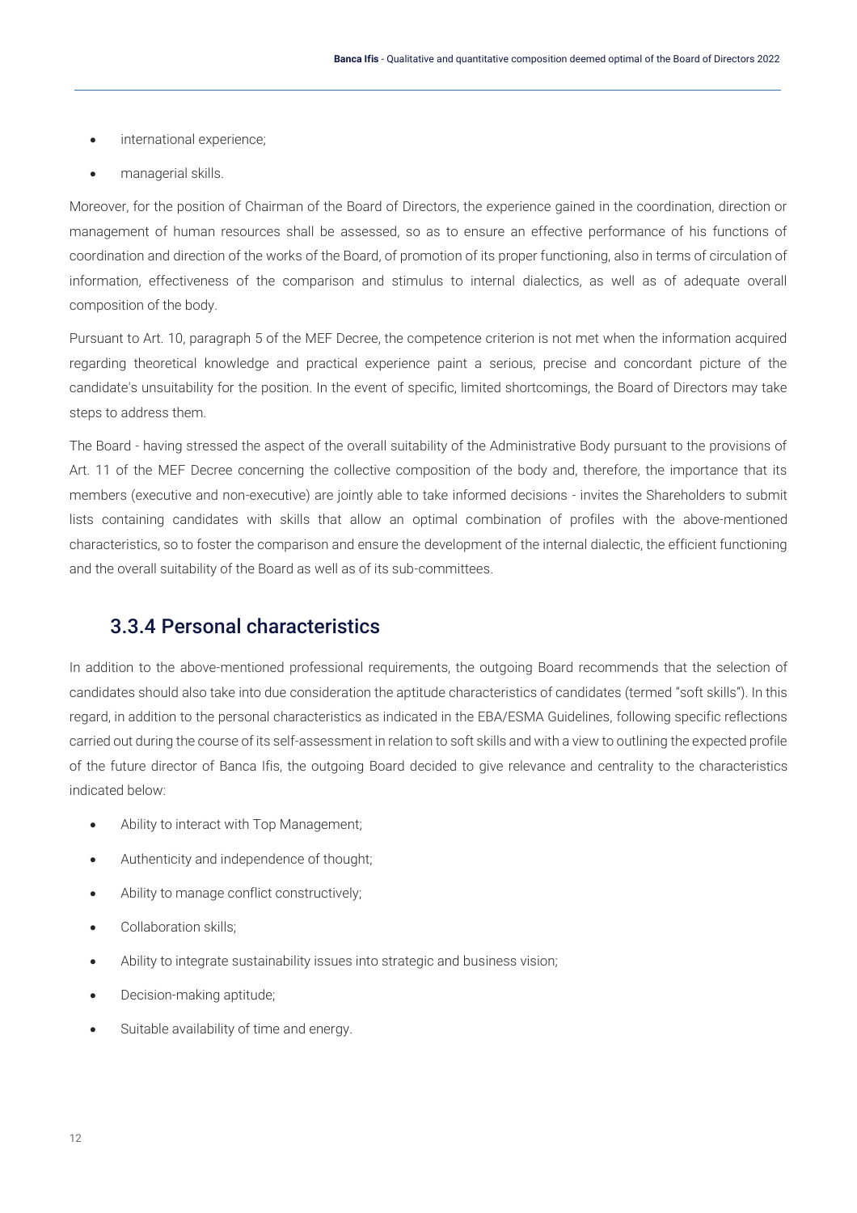- international experience;
- managerial skills.

Moreover, for the position of Chairman of the Board of Directors, the experience gained in the coordination, direction or management of human resources shall be assessed, so as to ensure an effective performance of his functions of coordination and direction of the works of the Board, of promotion of its proper functioning, also in terms of circulation of information, effectiveness of the comparison and stimulus to internal dialectics, as well as of adequate overall composition of the body.

Pursuant to Art. 10, paragraph 5 of the MEF Decree, the competence criterion is not met when the information acquired regarding theoretical knowledge and practical experience paint a serious, precise and concordant picture of the candidate's unsuitability for the position. In the event of specific, limited shortcomings, the Board of Directors may take steps to address them.

The Board - having stressed the aspect of the overall suitability of the Administrative Body pursuant to the provisions of Art. 11 of the MEF Decree concerning the collective composition of the body and, therefore, the importance that its members (executive and non-executive) are jointly able to take informed decisions - invites the Shareholders to submit lists containing candidates with skills that allow an optimal combination of profiles with the above-mentioned characteristics, so to foster the comparison and ensure the development of the internal dialectic, the efficient functioning and the overall suitability of the Board as well as of its sub-committees.

### 3.3.4 Personal characteristics

In addition to the above-mentioned professional requirements, the outgoing Board recommends that the selection of candidates should also take into due consideration the aptitude characteristics of candidates (termed "soft skills"). In this regard, in addition to the personal characteristics as indicated in the EBA/ESMA Guidelines, following specific reflections carried out during the course of its self-assessment in relation to soft skills and with a view to outlining the expected profile of the future director of Banca Ifis, the outgoing Board decided to give relevance and centrality to the characteristics indicated below:

- Ability to interact with Top Management;
- Authenticity and independence of thought;
- Ability to manage conflict constructively;
- Collaboration skills;
- Ability to integrate sustainability issues into strategic and business vision;
- Decision-making aptitude;
- Suitable availability of time and energy.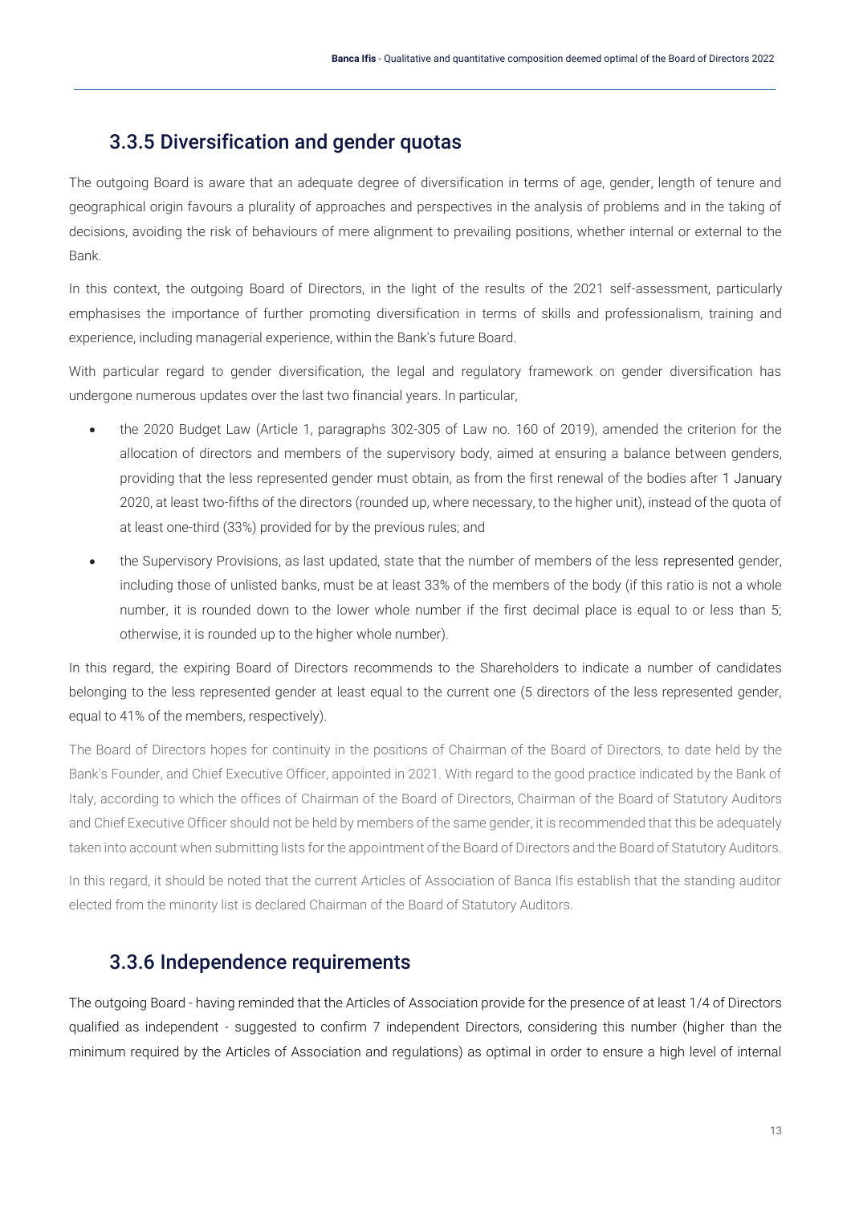## 3.3.5 Diversification and gender quotas

The outgoing Board is aware that an adequate degree of diversification in terms of age, gender, length of tenure and geographical origin favours a plurality of approaches and perspectives in the analysis of problems and in the taking of decisions, avoiding the risk of behaviours of mere alignment to prevailing positions, whether internal or external to the Bank.

In this context, the outgoing Board of Directors, in the light of the results of the 2021 self-assessment, particularly emphasises the importance of further promoting diversification in terms of skills and professionalism, training and experience, including managerial experience, within the Bank's future Board.

With particular regard to gender diversification, the legal and regulatory framework on gender diversification has undergone numerous updates over the last two financial years. In particular,

- the 2020 Budget Law (Article 1, paragraphs 302-305 of Law no. 160 of 2019), amended the criterion for the allocation of directors and members of the supervisory body, aimed at ensuring a balance between genders, providing that the less represented gender must obtain, as from the first renewal of the bodies after 1 January 2020, at least two-fifths of the directors (rounded up, where necessary, to the higher unit), instead of the quota of at least one-third (33%) provided for by the previous rules; and
- the Supervisory Provisions, as last updated, state that the number of members of the less represented gender, including those of unlisted banks, must be at least 33% of the members of the body (if this ratio is not a whole number, it is rounded down to the lower whole number if the first decimal place is equal to or less than 5; otherwise, it is rounded up to the higher whole number).

In this regard, the expiring Board of Directors recommends to the Shareholders to indicate a number of candidates belonging to the less represented gender at least equal to the current one (5 directors of the less represented gender, equal to 41% of the members, respectively).

The Board of Directors hopes for continuity in the positions of Chairman of the Board of Directors, to date held by the Bank's Founder, and Chief Executive Officer, appointed in 2021. With regard to the good practice indicated by the Bank of Italy, according to which the offices of Chairman of the Board of Directors, Chairman of the Board of Statutory Auditors and Chief Executive Officer should not be held by members of the same gender, it is recommended that this be adequately taken into account when submitting lists for the appointment of the Board of Directors and the Board of Statutory Auditors.

In this regard, it should be noted that the current Articles of Association of Banca Ifis establish that the standing auditor elected from the minority list is declared Chairman of the Board of Statutory Auditors.

## 3.3.6 Independence requirements

The outgoing Board - having reminded that the Articles of Association provide for the presence of at least 1/4 of Directors qualified as independent - suggested to confirm 7 independent Directors, considering this number (higher than the minimum required by the Articles of Association and regulations) as optimal in order to ensure a high level of internal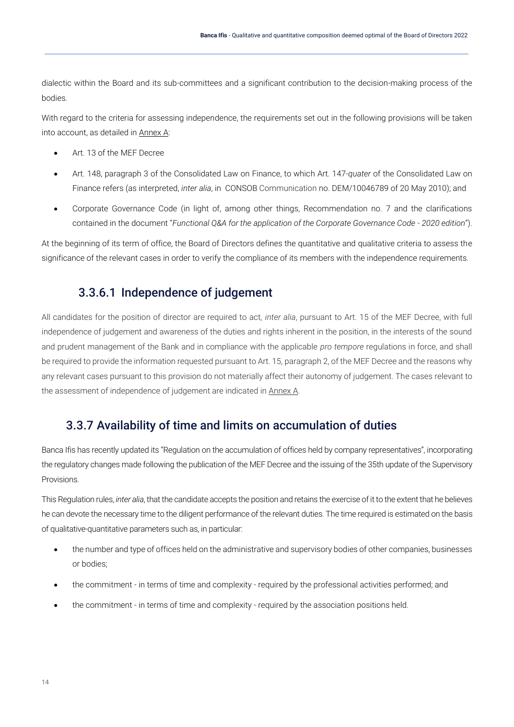dialectic within the Board and its sub-committees and a significant contribution to the decision-making process of the bodies.

With regard to the criteria for assessing independence, the requirements set out in the following provisions will be taken into account, as detailed in Annex A:

- Art. 13 of the MEF Decree
- Art. 148, paragraph 3 of the Consolidated Law on Finance, to which Art. 147-*quater* of the Consolidated Law on Finance refers (as interpreted, *inter alia*, in CONSOB Communication no. DEM/10046789 of 20 May 2010); and
- Corporate Governance Code (in light of, among other things, Recommendation no. 7 and the clarifications contained in the document "*Functional Q&A for the application of the Corporate Governance Code - 2020 edition*").

At the beginning of its term of office, the Board of Directors defines the quantitative and qualitative criteria to assess the significance of the relevant cases in order to verify the compliance of its members with the independence requirements.

### 3.3.6.1 Independence of judgement

All candidates for the position of director are required to act, *inter alia*, pursuant to Art. 15 of the MEF Decree, with full independence of judgement and awareness of the duties and rights inherent in the position, in the interests of the sound and prudent management of the Bank and in compliance with the applicable *pro tempore* regulations in force, and shall be required to provide the information requested pursuant to Art. 15, paragraph 2, of the MEF Decree and the reasons why any relevant cases pursuant to this provision do not materially affect their autonomy of judgement. The cases relevant to the assessment of independence of judgement are indicated in Annex A.

## 3.3.7 Availability of time and limits on accumulation of duties

Banca Ifis has recently updated its "Regulation on the accumulation of offices held by company representatives", incorporating the regulatory changes made following the publication of the MEF Decree and the issuing of the 35th update of the Supervisory Provisions.

This Regulation rules, *inter alia*, that the candidate accepts the position and retains the exercise of it to the extent that he believes he can devote the necessary time to the diligent performance of the relevant duties. The time required is estimated on the basis of qualitative-quantitative parameters such as, in particular:

- the number and type of offices held on the administrative and supervisory bodies of other companies, businesses or bodies;
- the commitment - in terms of time and complexity - required by the professional activities performed; and
- the commitment - in terms of time and complexity - required by the association positions held.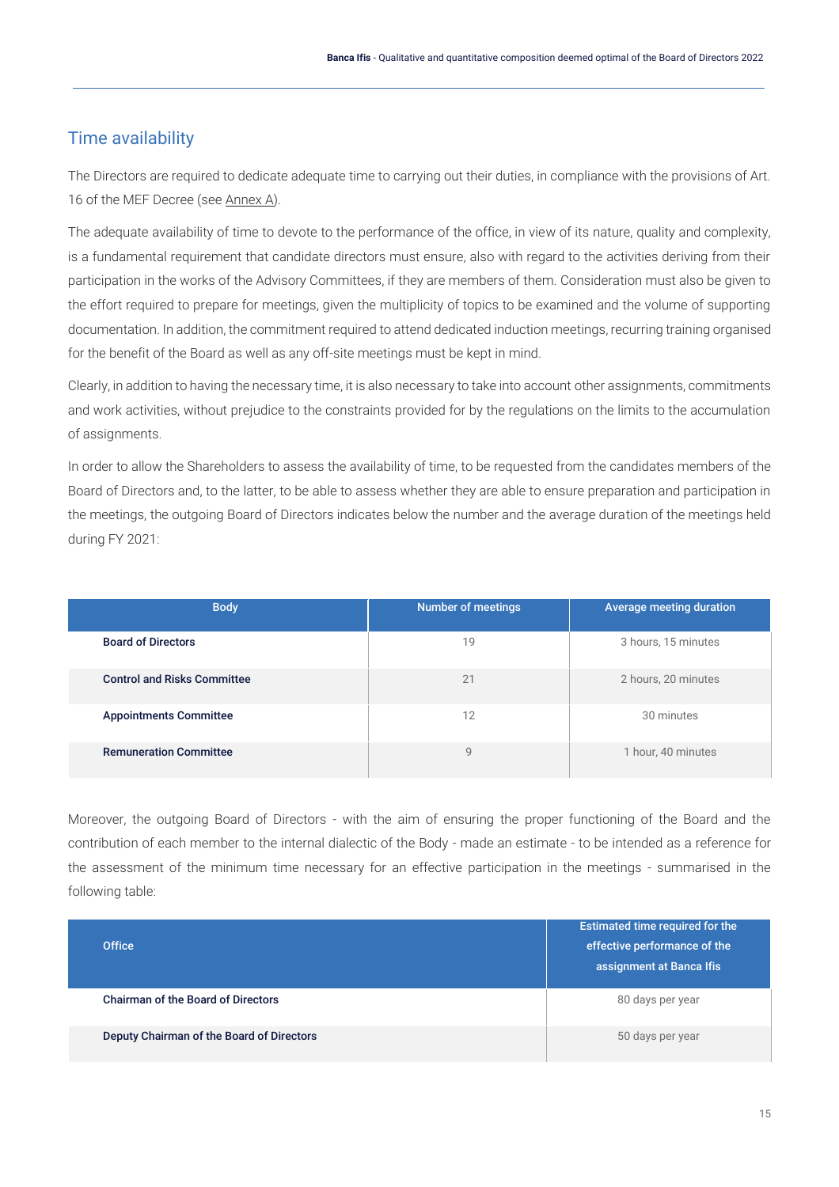## Time availability

The Directors are required to dedicate adequate time to carrying out their duties, in compliance with the provisions of Art. 16 of the MEF Decree (see Annex A).

The adequate availability of time to devote to the performance of the office, in view of its nature, quality and complexity, is a fundamental requirement that candidate directors must ensure, also with regard to the activities deriving from their participation in the works of the Advisory Committees, if they are members of them. Consideration must also be given to the effort required to prepare for meetings, given the multiplicity of topics to be examined and the volume of supporting documentation. In addition, the commitment required to attend dedicated induction meetings, recurring training organised for the benefit of the Board as well as any off-site meetings must be kept in mind.

Clearly, in addition to having the necessary time, it is also necessary to take into account other assignments, commitments and work activities, without prejudice to the constraints provided for by the regulations on the limits to the accumulation of assignments.

In order to allow the Shareholders to assess the availability of time, to be requested from the candidates members of the Board of Directors and, to the latter, to be able to assess whether they are able to ensure preparation and participation in the meetings, the outgoing Board of Directors indicates below the number and the average duration of the meetings held during FY 2021:

| Body | Number of meetings | Average meeting duration |
|---|---|---|
| **Board of Directors** | 19 | 3 hours, 15 minutes |
| **Control and Risks Committee** | 21 | 2 hours, 20 minutes |
| **Appointments Committee** | 12 | 30 minutes |
| **Remuneration Committee** | 9 | 1 hour, 40 minutes |

Moreover, the outgoing Board of Directors - with the aim of ensuring the proper functioning of the Board and the contribution of each member to the internal dialectic of the Body - made an estimate - to be intended as a reference for the assessment of the minimum time necessary for an effective participation in the meetings - summarised in the following table:

| Office | Estimated time required for the effective performance of the assignment at Banca Ifis |
|---|---|
| **Chairman of the Board of Directors** | 80 days per year |
| **Deputy Chairman of the Board of Directors** | 50 days per year |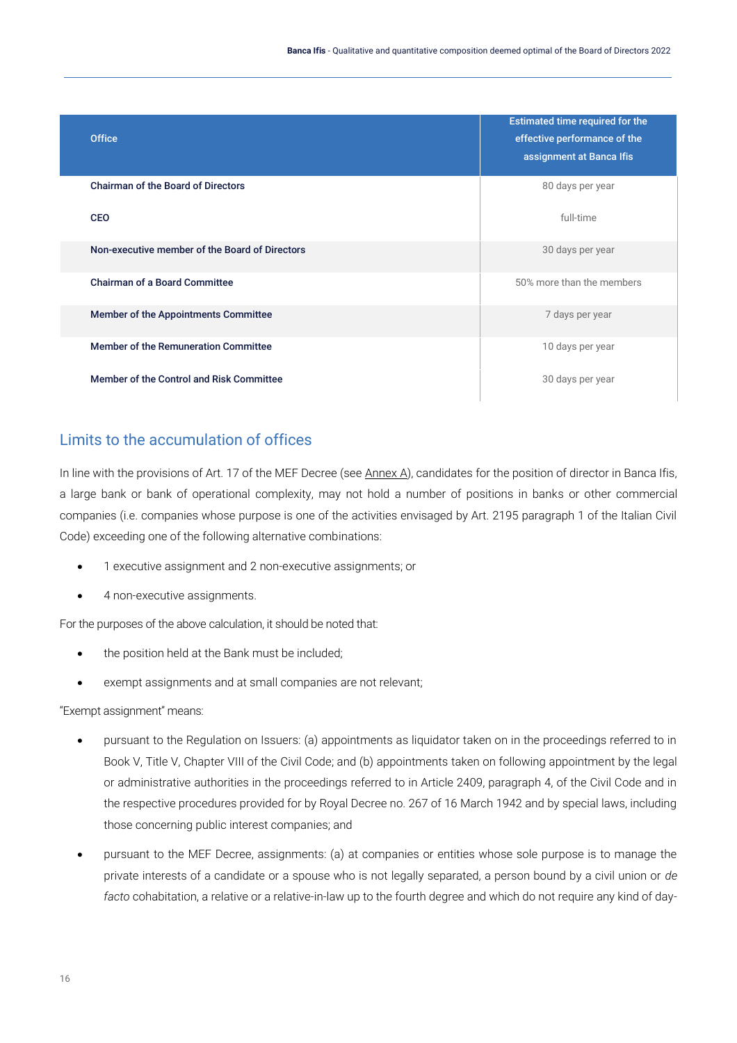| Office | Estimated time required for the effective performance of the assignment at Banca Ifis |
|---|---|
| **Chairman of the Board of Directors** | 80 days per year |
| **CEO** | full-time |
| **Non-executive member of the Board of Directors** | 30 days per year |
| **Chairman of a Board Committee** | 50% more than the members |
| **Member of the Appointments Committee** | 7 days per year |
| **Member of the Remuneration Committee** | 10 days per year |
| **Member of the Control and Risk Committee** | 30 days per year |

## Limits to the accumulation of offices

In line with the provisions of Art. 17 of the MEF Decree (see Annex A), candidates for the position of director in Banca Ifis, a large bank or bank of operational complexity, may not hold a number of positions in banks or other commercial companies (i.e. companies whose purpose is one of the activities envisaged by Art. 2195 paragraph 1 of the Italian Civil Code) exceeding one of the following alternative combinations:

- 1 executive assignment and 2 non-executive assignments; or
- 4 non-executive assignments.

For the purposes of the above calculation, it should be noted that:

- the position held at the Bank must be included;
- exempt assignments and at small companies are not relevant;

"Exempt assignment" means:

- pursuant to the Regulation on Issuers: (a) appointments as liquidator taken on in the proceedings referred to in Book V, Title V, Chapter VIII of the Civil Code; and (b) appointments taken on following appointment by the legal or administrative authorities in the proceedings referred to in Article 2409, paragraph 4, of the Civil Code and in the respective procedures provided for by Royal Decree no. 267 of 16 March 1942 and by special laws, including those concerning public interest companies; and
- pursuant to the MEF Decree, assignments: (a) at companies or entities whose sole purpose is to manage the private interests of a candidate or a spouse who is not legally separated, a person bound by a civil union or *de facto* cohabitation, a relative or a relative-in-law up to the fourth degree and which do not require any kind of day-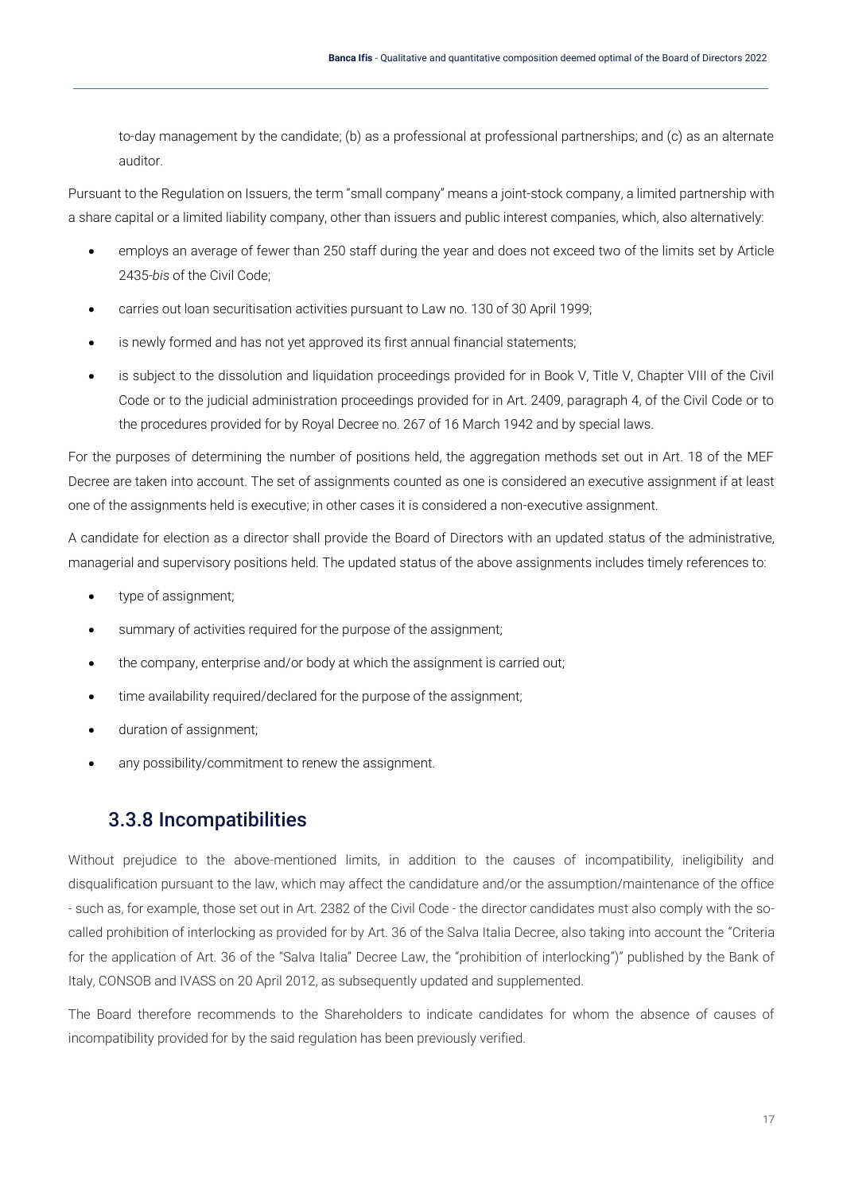to-day management by the candidate; (b) as a professional at professional partnerships; and (c) as an alternate auditor.

Pursuant to the Regulation on Issuers, the term "small company" means a joint-stock company, a limited partnership with a share capital or a limited liability company, other than issuers and public interest companies, which, also alternatively:

- employs an average of fewer than 250 staff during the year and does not exceed two of the limits set by Article 2435-*bis* of the Civil Code;
- carries out loan securitisation activities pursuant to Law no. 130 of 30 April 1999;
- is newly formed and has not yet approved its first annual financial statements;
- is subject to the dissolution and liquidation proceedings provided for in Book V, Title V, Chapter VIII of the Civil Code or to the judicial administration proceedings provided for in Art. 2409, paragraph 4, of the Civil Code or to the procedures provided for by Royal Decree no. 267 of 16 March 1942 and by special laws.

For the purposes of determining the number of positions held, the aggregation methods set out in Art. 18 of the MEF Decree are taken into account. The set of assignments counted as one is considered an executive assignment if at least one of the assignments held is executive; in other cases it is considered a non-executive assignment.

A candidate for election as a director shall provide the Board of Directors with an updated status of the administrative, managerial and supervisory positions held. The updated status of the above assignments includes timely references to:

- type of assignment;
- summary of activities required for the purpose of the assignment;
- the company, enterprise and/or body at which the assignment is carried out;
- time availability required/declared for the purpose of the assignment;
- duration of assignment;
- any possibility/commitment to renew the assignment.

### 3.3.8 Incompatibilities

Without prejudice to the above-mentioned limits, in addition to the causes of incompatibility, ineligibility and disqualification pursuant to the law, which may affect the candidature and/or the assumption/maintenance of the office - such as, for example, those set out in Art. 2382 of the Civil Code - the director candidates must also comply with the so-called prohibition of interlocking as provided for by Art. 36 of the Salva Italia Decree, also taking into account the "Criteria for the application of Art. 36 of the "Salva Italia" Decree Law, the "prohibition of interlocking")" published by the Bank of Italy, CONSOB and IVASS on 20 April 2012, as subsequently updated and supplemented.

The Board therefore recommends to the Shareholders to indicate candidates for whom the absence of causes of incompatibility provided for by the said regulation has been previously verified.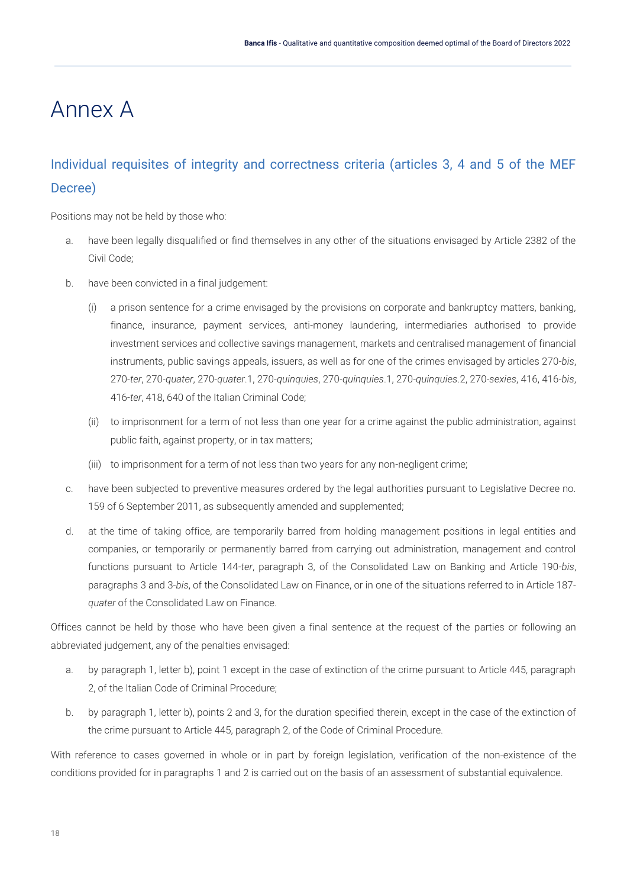# Annex A

## Individual requisites of integrity and correctness criteria (articles 3, 4 and 5 of the MEF Decree)

Positions may not be held by those who:

a. have been legally disqualified or find themselves in any other of the situations envisaged by Article 2382 of the Civil Code;

b. have been convicted in a final judgement:

   (i) a prison sentence for a crime envisaged by the provisions on corporate and bankruptcy matters, banking, finance, insurance, payment services, anti-money laundering, intermediaries authorised to provide investment services and collective savings management, markets and centralised management of financial instruments, public savings appeals, issuers, as well as for one of the crimes envisaged by articles 270-*bis*, 270-*ter*, 270-*quater*, 270-*quater*.1, 270-*quinquies*, 270-*quinquies*.1, 270-*quinquies*.2, 270-*sexies*, 416, 416-*bis*, 416-*ter*, 418, 640 of the Italian Criminal Code;

   (ii) to imprisonment for a term of not less than one year for a crime against the public administration, against public faith, against property, or in tax matters;

   (iii) to imprisonment for a term of not less than two years for any non-negligent crime;

c. have been subjected to preventive measures ordered by the legal authorities pursuant to Legislative Decree no. 159 of 6 September 2011, as subsequently amended and supplemented;

d. at the time of taking office, are temporarily barred from holding management positions in legal entities and companies, or temporarily or permanently barred from carrying out administration, management and control functions pursuant to Article 144-*ter*, paragraph 3, of the Consolidated Law on Banking and Article 190-*bis*, paragraphs 3 and 3-*bis*, of the Consolidated Law on Finance, or in one of the situations referred to in Article 187-*quater* of the Consolidated Law on Finance.

Offices cannot be held by those who have been given a final sentence at the request of the parties or following an abbreviated judgement, any of the penalties envisaged:

a. by paragraph 1, letter b), point 1 except in the case of extinction of the crime pursuant to Article 445, paragraph 2, of the Italian Code of Criminal Procedure;

b. by paragraph 1, letter b), points 2 and 3, for the duration specified therein, except in the case of the extinction of the crime pursuant to Article 445, paragraph 2, of the Code of Criminal Procedure.

With reference to cases governed in whole or in part by foreign legislation, verification of the non-existence of the conditions provided for in paragraphs 1 and 2 is carried out on the basis of an assessment of substantial equivalence.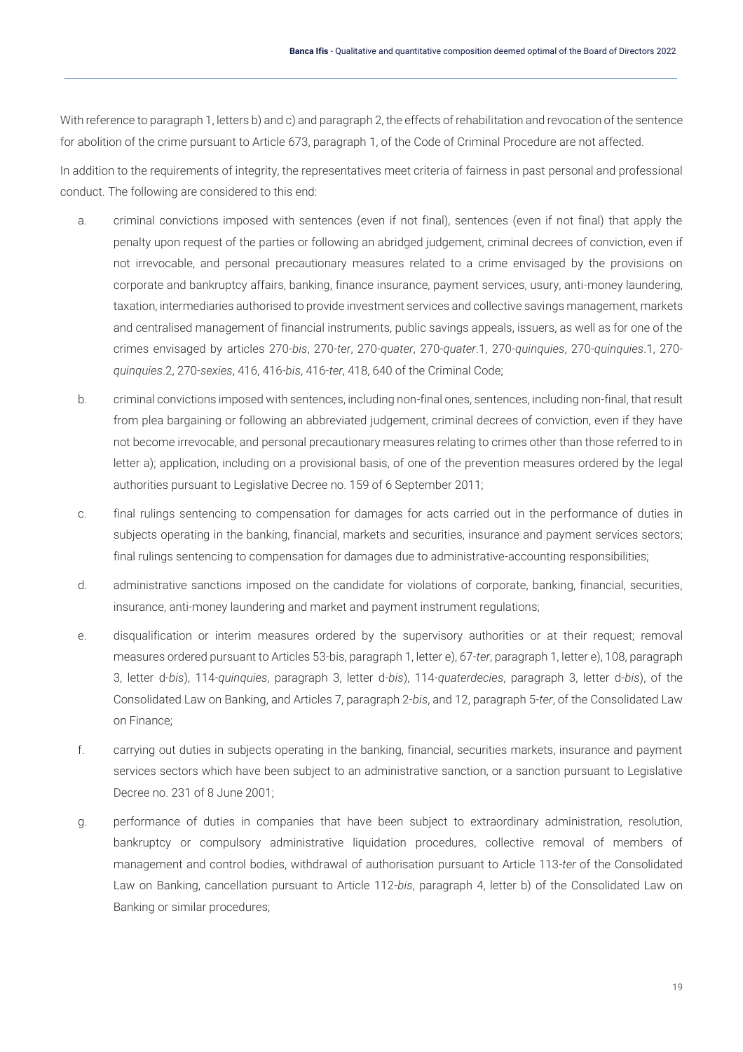With reference to paragraph 1, letters b) and c) and paragraph 2, the effects of rehabilitation and revocation of the sentence for abolition of the crime pursuant to Article 673, paragraph 1, of the Code of Criminal Procedure are not affected.

In addition to the requirements of integrity, the representatives meet criteria of fairness in past personal and professional conduct. The following are considered to this end:

a. criminal convictions imposed with sentences (even if not final), sentences (even if not final) that apply the penalty upon request of the parties or following an abridged judgement, criminal decrees of conviction, even if not irrevocable, and personal precautionary measures related to a crime envisaged by the provisions on corporate and bankruptcy affairs, banking, finance insurance, payment services, usury, anti-money laundering, taxation, intermediaries authorised to provide investment services and collective savings management, markets and centralised management of financial instruments, public savings appeals, issuers, as well as for one of the crimes envisaged by articles 270-*bis*, 270-*ter*, 270-*quater*, 270-*quater*.1, 270-*quinquies*, 270-*quinquies*.1, 270-*quinquies*.2, 270-*sexies*, 416, 416-*bis*, 416-*ter*, 418, 640 of the Criminal Code;

b. criminal convictions imposed with sentences, including non-final ones, sentences, including non-final, that result from plea bargaining or following an abbreviated judgement, criminal decrees of conviction, even if they have not become irrevocable, and personal precautionary measures relating to crimes other than those referred to in letter a); application, including on a provisional basis, of one of the prevention measures ordered by the legal authorities pursuant to Legislative Decree no. 159 of 6 September 2011;

c. final rulings sentencing to compensation for damages for acts carried out in the performance of duties in subjects operating in the banking, financial, markets and securities, insurance and payment services sectors; final rulings sentencing to compensation for damages due to administrative-accounting responsibilities;

d. administrative sanctions imposed on the candidate for violations of corporate, banking, financial, securities, insurance, anti-money laundering and market and payment instrument regulations;

e. disqualification or interim measures ordered by the supervisory authorities or at their request; removal measures ordered pursuant to Articles 53-bis, paragraph 1, letter e), 67-*ter*, paragraph 1, letter e), 108, paragraph 3, letter d-*bis*), 114-*quinquies*, paragraph 3, letter d-*bis*), 114-*quaterdecies*, paragraph 3, letter d-*bis*), of the Consolidated Law on Banking, and Articles 7, paragraph 2-*bis*, and 12, paragraph 5-*ter*, of the Consolidated Law on Finance;

f. carrying out duties in subjects operating in the banking, financial, securities markets, insurance and payment services sectors which have been subject to an administrative sanction, or a sanction pursuant to Legislative Decree no. 231 of 8 June 2001;

g. performance of duties in companies that have been subject to extraordinary administration, resolution, bankruptcy or compulsory administrative liquidation procedures, collective removal of members of management and control bodies, withdrawal of authorisation pursuant to Article 113-*ter* of the Consolidated Law on Banking, cancellation pursuant to Article 112-*bis*, paragraph 4, letter b) of the Consolidated Law on Banking or similar procedures;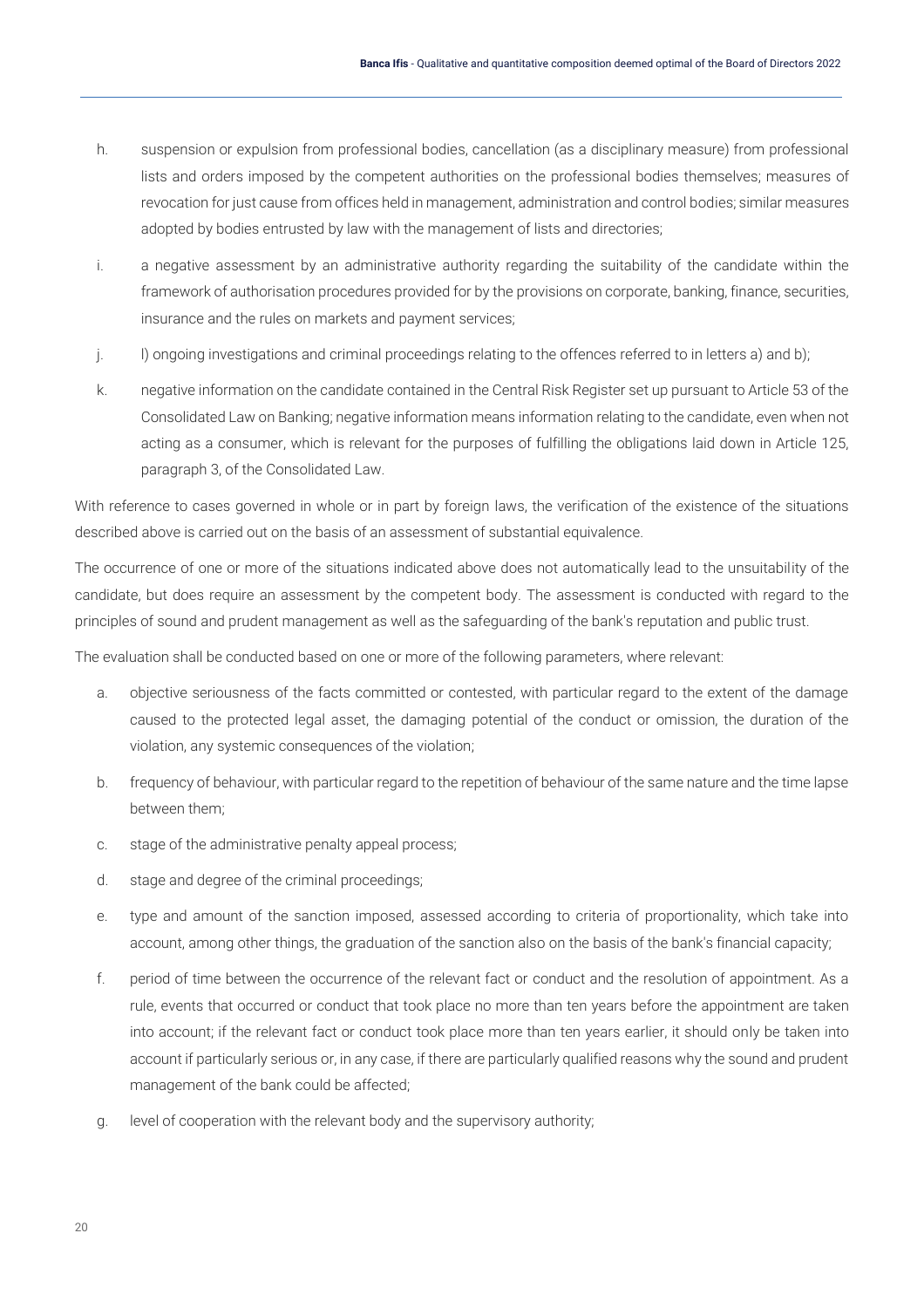h. suspension or expulsion from professional bodies, cancellation (as a disciplinary measure) from professional lists and orders imposed by the competent authorities on the professional bodies themselves; measures of revocation for just cause from offices held in management, administration and control bodies; similar measures adopted by bodies entrusted by law with the management of lists and directories;

i. a negative assessment by an administrative authority regarding the suitability of the candidate within the framework of authorisation procedures provided for by the provisions on corporate, banking, finance, securities, insurance and the rules on markets and payment services;

j. l) ongoing investigations and criminal proceedings relating to the offences referred to in letters a) and b);

k. negative information on the candidate contained in the Central Risk Register set up pursuant to Article 53 of the Consolidated Law on Banking; negative information means information relating to the candidate, even when not acting as a consumer, which is relevant for the purposes of fulfilling the obligations laid down in Article 125, paragraph 3, of the Consolidated Law.

With reference to cases governed in whole or in part by foreign laws, the verification of the existence of the situations described above is carried out on the basis of an assessment of substantial equivalence.

The occurrence of one or more of the situations indicated above does not automatically lead to the unsuitability of the candidate, but does require an assessment by the competent body. The assessment is conducted with regard to the principles of sound and prudent management as well as the safeguarding of the bank's reputation and public trust.

The evaluation shall be conducted based on one or more of the following parameters, where relevant:

a. objective seriousness of the facts committed or contested, with particular regard to the extent of the damage caused to the protected legal asset, the damaging potential of the conduct or omission, the duration of the violation, any systemic consequences of the violation;

b. frequency of behaviour, with particular regard to the repetition of behaviour of the same nature and the time lapse between them;

c. stage of the administrative penalty appeal process;

d. stage and degree of the criminal proceedings;

e. type and amount of the sanction imposed, assessed according to criteria of proportionality, which take into account, among other things, the graduation of the sanction also on the basis of the bank's financial capacity;

f. period of time between the occurrence of the relevant fact or conduct and the resolution of appointment. As a rule, events that occurred or conduct that took place no more than ten years before the appointment are taken into account; if the relevant fact or conduct took place more than ten years earlier, it should only be taken into account if particularly serious or, in any case, if there are particularly qualified reasons why the sound and prudent management of the bank could be affected;

g. level of cooperation with the relevant body and the supervisory authority;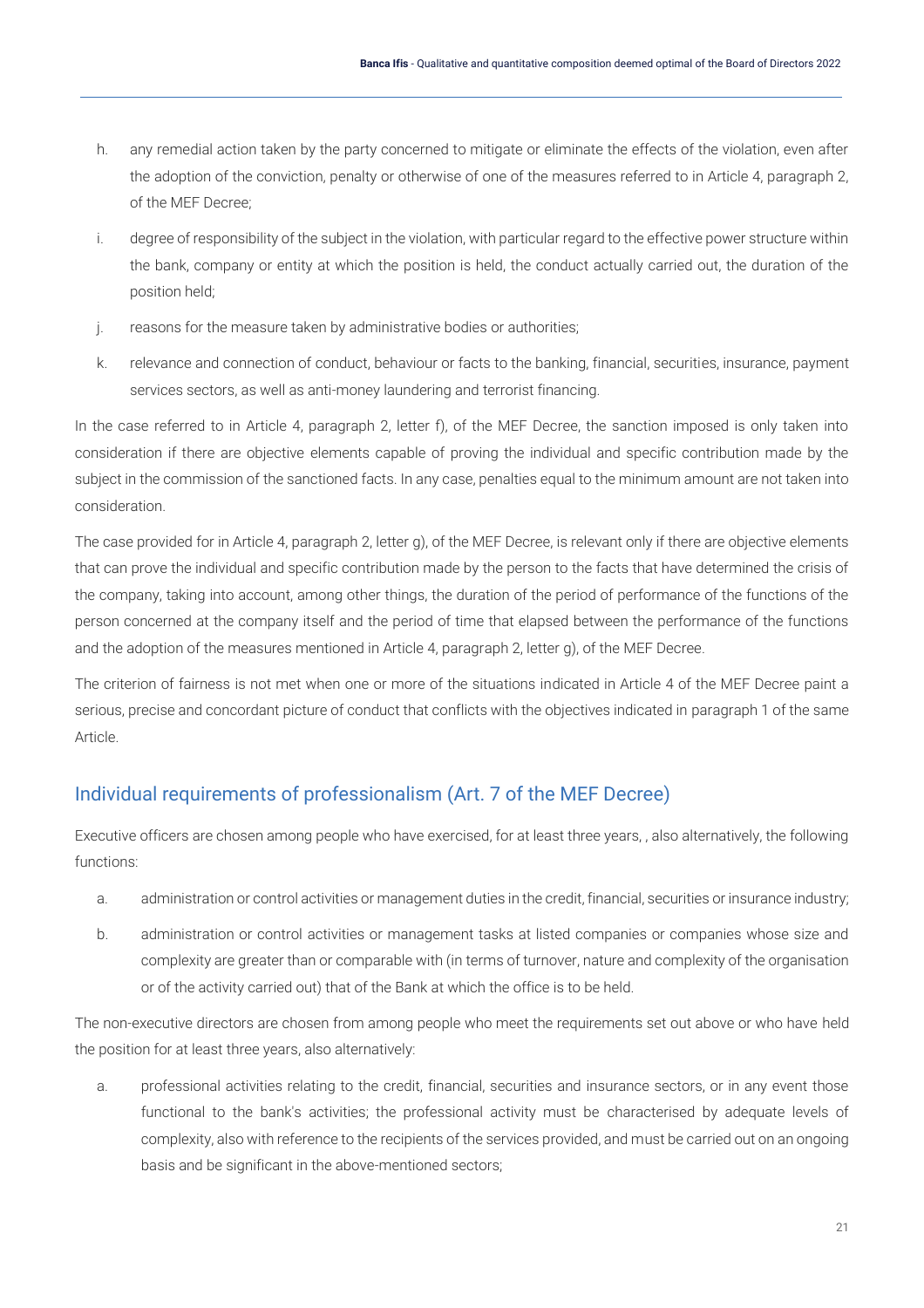h. any remedial action taken by the party concerned to mitigate or eliminate the effects of the violation, even after the adoption of the conviction, penalty or otherwise of one of the measures referred to in Article 4, paragraph 2, of the MEF Decree;

i. degree of responsibility of the subject in the violation, with particular regard to the effective power structure within the bank, company or entity at which the position is held, the conduct actually carried out, the duration of the position held;

j. reasons for the measure taken by administrative bodies or authorities;

k. relevance and connection of conduct, behaviour or facts to the banking, financial, securities, insurance, payment services sectors, as well as anti-money laundering and terrorist financing.

In the case referred to in Article 4, paragraph 2, letter f), of the MEF Decree, the sanction imposed is only taken into consideration if there are objective elements capable of proving the individual and specific contribution made by the subject in the commission of the sanctioned facts. In any case, penalties equal to the minimum amount are not taken into consideration.

The case provided for in Article 4, paragraph 2, letter g), of the MEF Decree, is relevant only if there are objective elements that can prove the individual and specific contribution made by the person to the facts that have determined the crisis of the company, taking into account, among other things, the duration of the period of performance of the functions of the person concerned at the company itself and the period of time that elapsed between the performance of the functions and the adoption of the measures mentioned in Article 4, paragraph 2, letter g), of the MEF Decree.

The criterion of fairness is not met when one or more of the situations indicated in Article 4 of the MEF Decree paint a serious, precise and concordant picture of conduct that conflicts with the objectives indicated in paragraph 1 of the same Article.

## Individual requirements of professionalism (Art. 7 of the MEF Decree)

Executive officers are chosen among people who have exercised, for at least three years, , also alternatively, the following functions:

a. administration or control activities or management duties in the credit, financial, securities or insurance industry;

b. administration or control activities or management tasks at listed companies or companies whose size and complexity are greater than or comparable with (in terms of turnover, nature and complexity of the organisation or of the activity carried out) that of the Bank at which the office is to be held.

The non-executive directors are chosen from among people who meet the requirements set out above or who have held the position for at least three years, also alternatively:

a. professional activities relating to the credit, financial, securities and insurance sectors, or in any event those functional to the bank's activities; the professional activity must be characterised by adequate levels of complexity, also with reference to the recipients of the services provided, and must be carried out on an ongoing basis and be significant in the above-mentioned sectors;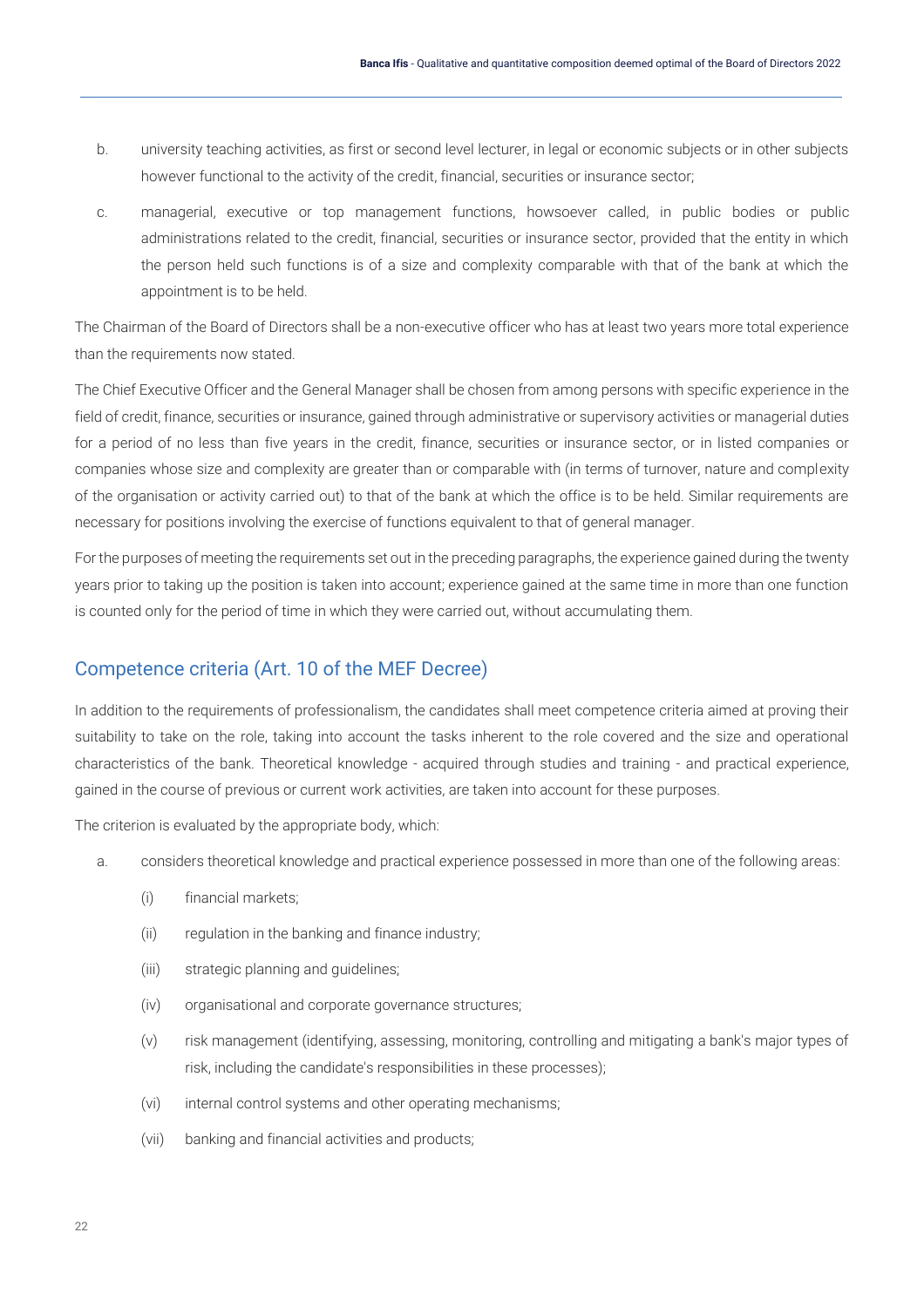b. university teaching activities, as first or second level lecturer, in legal or economic subjects or in other subjects however functional to the activity of the credit, financial, securities or insurance sector;

c. managerial, executive or top management functions, howsoever called, in public bodies or public administrations related to the credit, financial, securities or insurance sector, provided that the entity in which the person held such functions is of a size and complexity comparable with that of the bank at which the appointment is to be held.

The Chairman of the Board of Directors shall be a non-executive officer who has at least two years more total experience than the requirements now stated.

The Chief Executive Officer and the General Manager shall be chosen from among persons with specific experience in the field of credit, finance, securities or insurance, gained through administrative or supervisory activities or managerial duties for a period of no less than five years in the credit, finance, securities or insurance sector, or in listed companies or companies whose size and complexity are greater than or comparable with (in terms of turnover, nature and complexity of the organisation or activity carried out) to that of the bank at which the office is to be held. Similar requirements are necessary for positions involving the exercise of functions equivalent to that of general manager.

For the purposes of meeting the requirements set out in the preceding paragraphs, the experience gained during the twenty years prior to taking up the position is taken into account; experience gained at the same time in more than one function is counted only for the period of time in which they were carried out, without accumulating them.

## Competence criteria (Art. 10 of the MEF Decree)

In addition to the requirements of professionalism, the candidates shall meet competence criteria aimed at proving their suitability to take on the role, taking into account the tasks inherent to the role covered and the size and operational characteristics of the bank. Theoretical knowledge - acquired through studies and training - and practical experience, gained in the course of previous or current work activities, are taken into account for these purposes.

The criterion is evaluated by the appropriate body, which:

a. considers theoretical knowledge and practical experience possessed in more than one of the following areas:

   (i) financial markets;

   (ii) regulation in the banking and finance industry;

   (iii) strategic planning and guidelines;

   (iv) organisational and corporate governance structures;

   (v) risk management (identifying, assessing, monitoring, controlling and mitigating a bank's major types of risk, including the candidate's responsibilities in these processes);

   (vi) internal control systems and other operating mechanisms;

   (vii) banking and financial activities and products;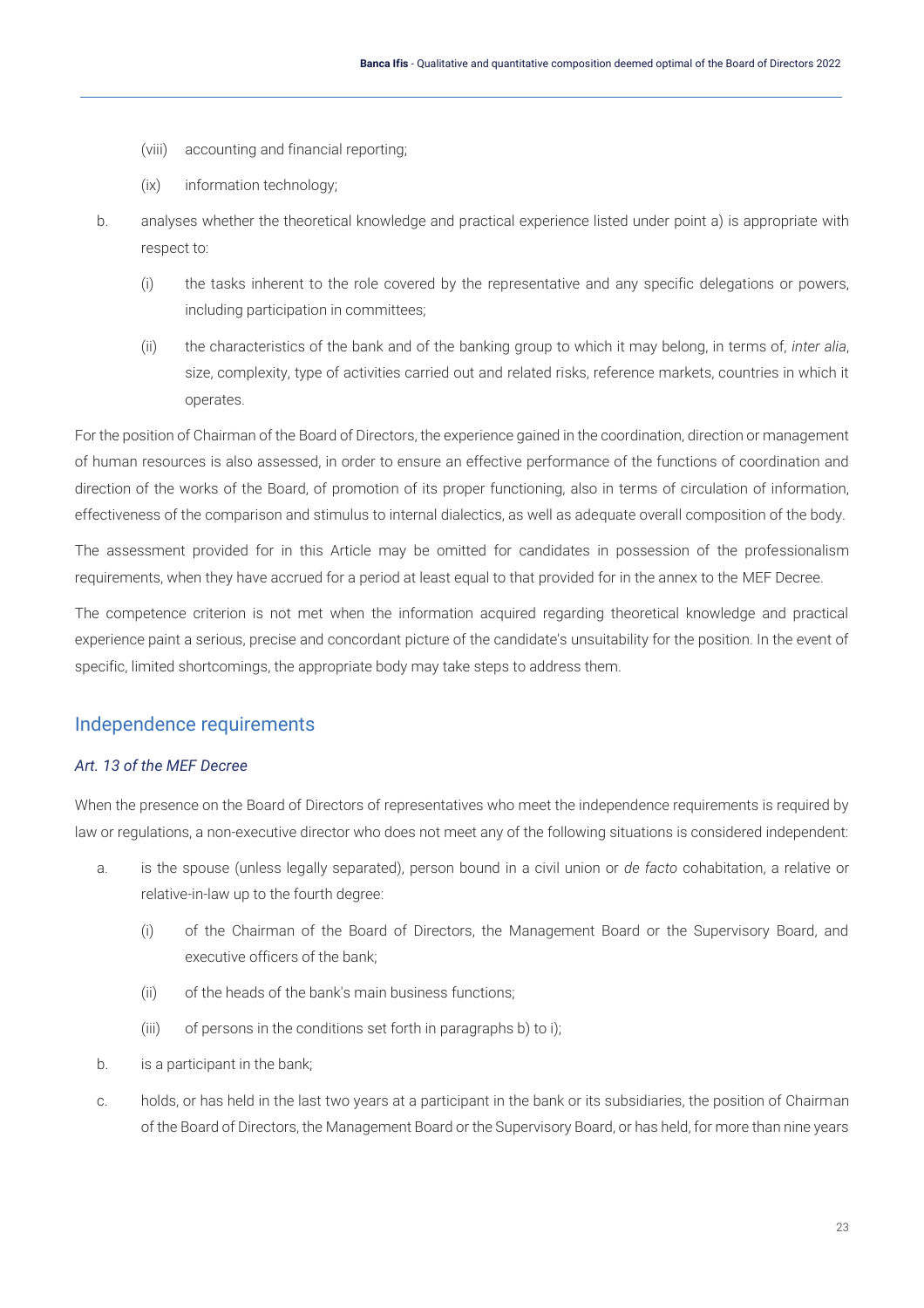(viii) accounting and financial reporting;

   (ix) information technology;

b. analyses whether the theoretical knowledge and practical experience listed under point a) is appropriate with respect to:

   (i) the tasks inherent to the role covered by the representative and any specific delegations or powers, including participation in committees;

   (ii) the characteristics of the bank and of the banking group to which it may belong, in terms of, *inter alia*, size, complexity, type of activities carried out and related risks, reference markets, countries in which it operates.

For the position of Chairman of the Board of Directors, the experience gained in the coordination, direction or management of human resources is also assessed, in order to ensure an effective performance of the functions of coordination and direction of the works of the Board, of promotion of its proper functioning, also in terms of circulation of information, effectiveness of the comparison and stimulus to internal dialectics, as well as adequate overall composition of the body.

The assessment provided for in this Article may be omitted for candidates in possession of the professionalism requirements, when they have accrued for a period at least equal to that provided for in the annex to the MEF Decree.

The competence criterion is not met when the information acquired regarding theoretical knowledge and practical experience paint a serious, precise and concordant picture of the candidate's unsuitability for the position. In the event of specific, limited shortcomings, the appropriate body may take steps to address them.

## Independence requirements

### *Art. 13 of the MEF Decree*

When the presence on the Board of Directors of representatives who meet the independence requirements is required by law or regulations, a non-executive director who does not meet any of the following situations is considered independent:

a. is the spouse (unless legally separated), person bound in a civil union or *de facto* cohabitation, a relative or relative-in-law up to the fourth degree:

   (i) of the Chairman of the Board of Directors, the Management Board or the Supervisory Board, and executive officers of the bank;

   (ii) of the heads of the bank's main business functions;

   (iii) of persons in the conditions set forth in paragraphs b) to i);

b. is a participant in the bank;

c. holds, or has held in the last two years at a participant in the bank or its subsidiaries, the position of Chairman of the Board of Directors, the Management Board or the Supervisory Board, or has held, for more than nine years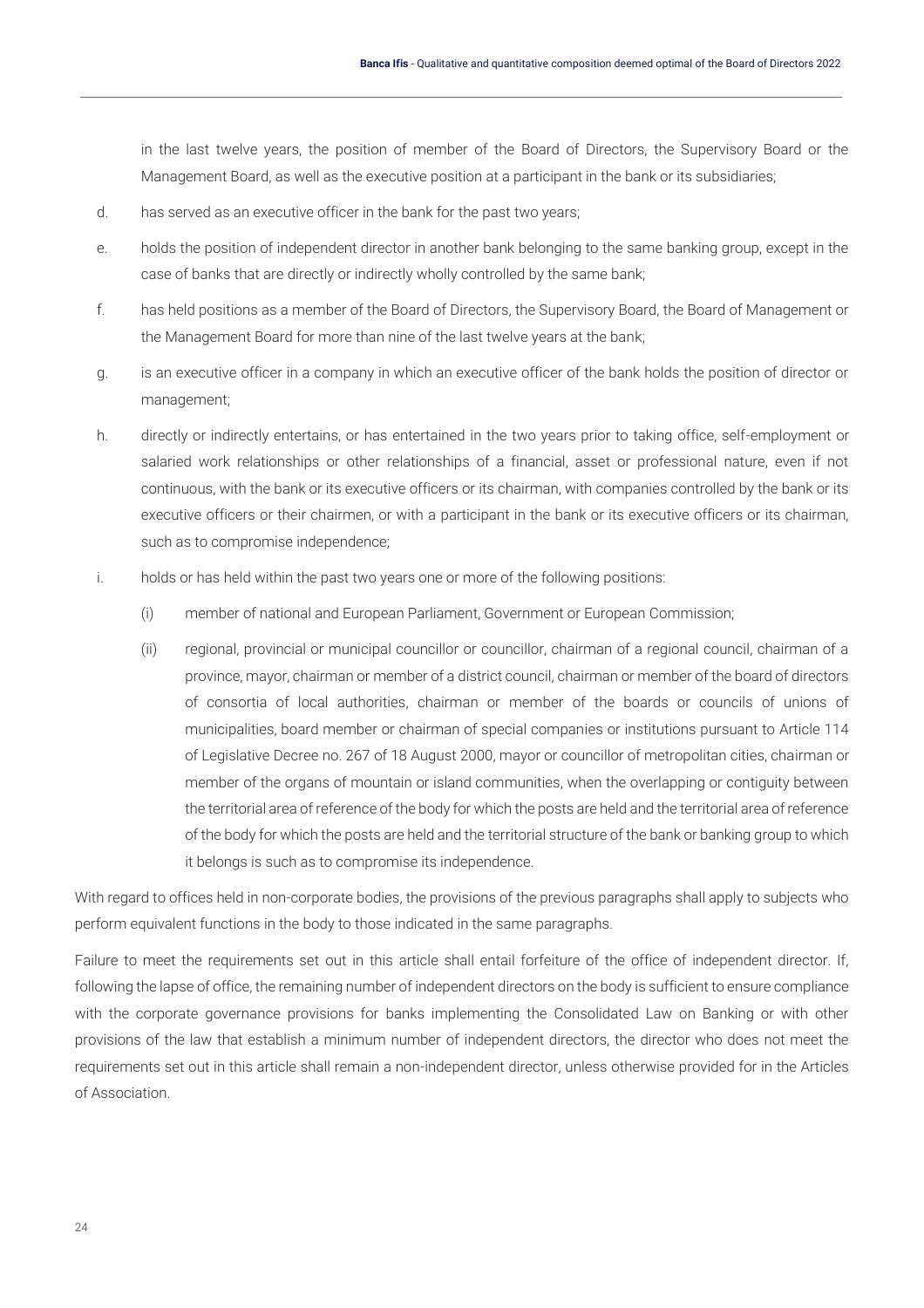in the last twelve years, the position of member of the Board of Directors, the Supervisory Board or the Management Board, as well as the executive position at a participant in the bank or its subsidiaries;

d. has served as an executive officer in the bank for the past two years;

e. holds the position of independent director in another bank belonging to the same banking group, except in the case of banks that are directly or indirectly wholly controlled by the same bank;

f. has held positions as a member of the Board of Directors, the Supervisory Board, the Board of Management or the Management Board for more than nine of the last twelve years at the bank;

g. is an executive officer in a company in which an executive officer of the bank holds the position of director or management;

h. directly or indirectly entertains, or has entertained in the two years prior to taking office, self-employment or salaried work relationships or other relationships of a financial, asset or professional nature, even if not continuous, with the bank or its executive officers or its chairman, with companies controlled by the bank or its executive officers or their chairmen, or with a participant in the bank or its executive officers or its chairman, such as to compromise independence;

i. holds or has held within the past two years one or more of the following positions:

   (i) member of national and European Parliament, Government or European Commission;

   (ii) regional, provincial or municipal councillor or councillor, chairman of a regional council, chairman of a province, mayor, chairman or member of a district council, chairman or member of the board of directors of consortia of local authorities, chairman or member of the boards or councils of unions of municipalities, board member or chairman of special companies or institutions pursuant to Article 114 of Legislative Decree no. 267 of 18 August 2000, mayor or councillor of metropolitan cities, chairman or member of the organs of mountain or island communities, when the overlapping or contiguity between the territorial area of reference of the body for which the posts are held and the territorial area of reference of the body for which the posts are held and the territorial structure of the bank or banking group to which it belongs is such as to compromise its independence.

With regard to offices held in non-corporate bodies, the provisions of the previous paragraphs shall apply to subjects who perform equivalent functions in the body to those indicated in the same paragraphs.

Failure to meet the requirements set out in this article shall entail forfeiture of the office of independent director. If, following the lapse of office, the remaining number of independent directors on the body is sufficient to ensure compliance with the corporate governance provisions for banks implementing the Consolidated Law on Banking or with other provisions of the law that establish a minimum number of independent directors, the director who does not meet the requirements set out in this article shall remain a non-independent director, unless otherwise provided for in the Articles of Association.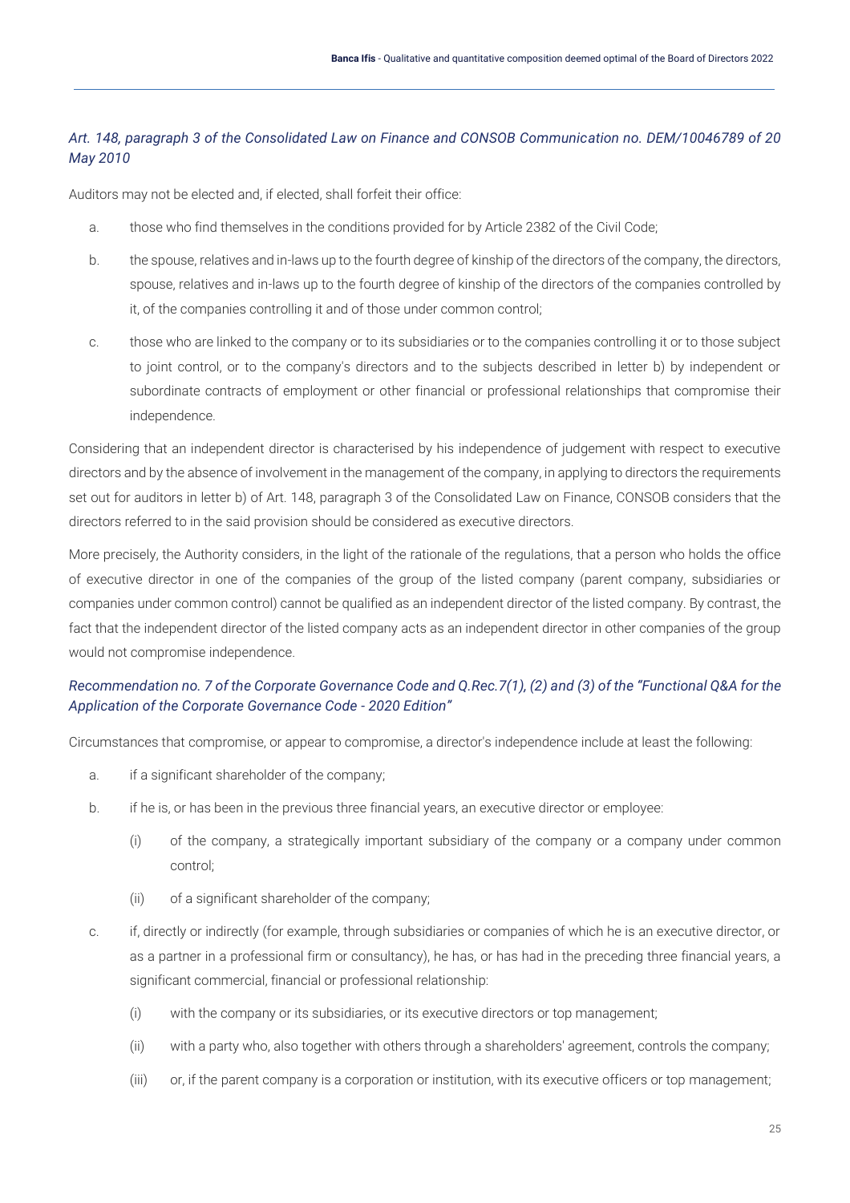### *Art. 148, paragraph 3 of the Consolidated Law on Finance and CONSOB Communication no. DEM/10046789 of 20 May 2010*

Auditors may not be elected and, if elected, shall forfeit their office:

a. those who find themselves in the conditions provided for by Article 2382 of the Civil Code;

b. the spouse, relatives and in-laws up to the fourth degree of kinship of the directors of the company, the directors, spouse, relatives and in-laws up to the fourth degree of kinship of the directors of the companies controlled by it, of the companies controlling it and of those under common control;

c. those who are linked to the company or to its subsidiaries or to the companies controlling it or to those subject to joint control, or to the company's directors and to the subjects described in letter b) by independent or subordinate contracts of employment or other financial or professional relationships that compromise their independence.

Considering that an independent director is characterised by his independence of judgement with respect to executive directors and by the absence of involvement in the management of the company, in applying to directors the requirements set out for auditors in letter b) of Art. 148, paragraph 3 of the Consolidated Law on Finance, CONSOB considers that the directors referred to in the said provision should be considered as executive directors.

More precisely, the Authority considers, in the light of the rationale of the regulations, that a person who holds the office of executive director in one of the companies of the group of the listed company (parent company, subsidiaries or companies under common control) cannot be qualified as an independent director of the listed company. By contrast, the fact that the independent director of the listed company acts as an independent director in other companies of the group would not compromise independence.

### *Recommendation no. 7 of the Corporate Governance Code and Q.Rec.7(1), (2) and (3) of the "Functional Q&A for the Application of the Corporate Governance Code - 2020 Edition"*

Circumstances that compromise, or appear to compromise, a director's independence include at least the following:

a. if a significant shareholder of the company;

b. if he is, or has been in the previous three financial years, an executive director or employee:

    (i) of the company, a strategically important subsidiary of the company or a company under common control;

    (ii) of a significant shareholder of the company;

c. if, directly or indirectly (for example, through subsidiaries or companies of which he is an executive director, or as a partner in a professional firm or consultancy), he has, or has had in the preceding three financial years, a significant commercial, financial or professional relationship:

    (i) with the company or its subsidiaries, or its executive directors or top management;

    (ii) with a party who, also together with others through a shareholders' agreement, controls the company;

    (iii) or, if the parent company is a corporation or institution, with its executive officers or top management;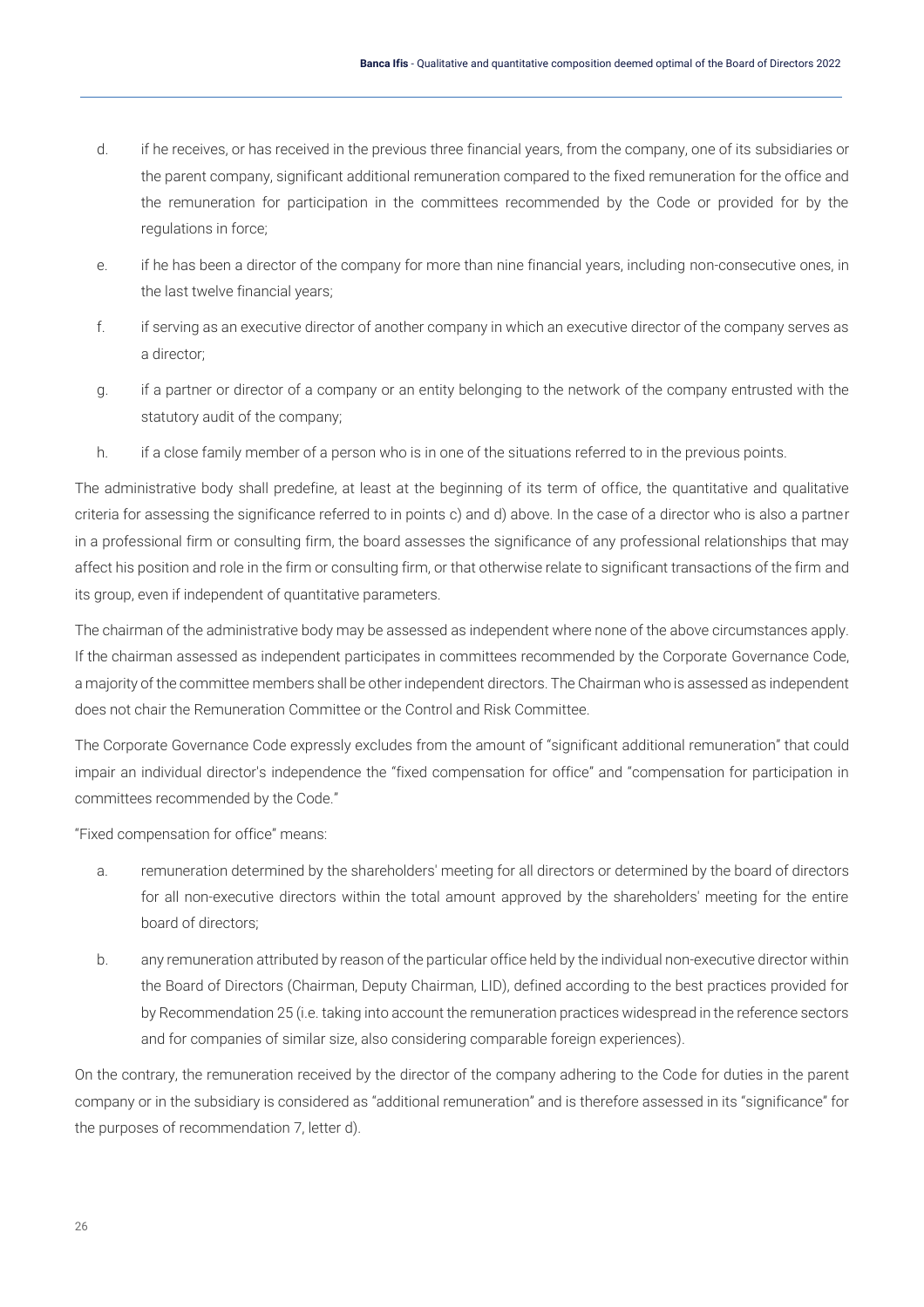d. if he receives, or has received in the previous three financial years, from the company, one of its subsidiaries or the parent company, significant additional remuneration compared to the fixed remuneration for the office and the remuneration for participation in the committees recommended by the Code or provided for by the regulations in force;

e. if he has been a director of the company for more than nine financial years, including non-consecutive ones, in the last twelve financial years;

f. if serving as an executive director of another company in which an executive director of the company serves as a director;

g. if a partner or director of a company or an entity belonging to the network of the company entrusted with the statutory audit of the company;

h. if a close family member of a person who is in one of the situations referred to in the previous points.

The administrative body shall predefine, at least at the beginning of its term of office, the quantitative and qualitative criteria for assessing the significance referred to in points c) and d) above. In the case of a director who is also a partner in a professional firm or consulting firm, the board assesses the significance of any professional relationships that may affect his position and role in the firm or consulting firm, or that otherwise relate to significant transactions of the firm and its group, even if independent of quantitative parameters.

The chairman of the administrative body may be assessed as independent where none of the above circumstances apply. If the chairman assessed as independent participates in committees recommended by the Corporate Governance Code, a majority of the committee members shall be other independent directors. The Chairman who is assessed as independent does not chair the Remuneration Committee or the Control and Risk Committee.

The Corporate Governance Code expressly excludes from the amount of "significant additional remuneration" that could impair an individual director's independence the "fixed compensation for office" and "compensation for participation in committees recommended by the Code."

"Fixed compensation for office" means:

a. remuneration determined by the shareholders' meeting for all directors or determined by the board of directors for all non-executive directors within the total amount approved by the shareholders' meeting for the entire board of directors;

b. any remuneration attributed by reason of the particular office held by the individual non-executive director within the Board of Directors (Chairman, Deputy Chairman, LID), defined according to the best practices provided for by Recommendation 25 (i.e. taking into account the remuneration practices widespread in the reference sectors and for companies of similar size, also considering comparable foreign experiences).

On the contrary, the remuneration received by the director of the company adhering to the Code for duties in the parent company or in the subsidiary is considered as "additional remuneration" and is therefore assessed in its "significance" for the purposes of recommendation 7, letter d).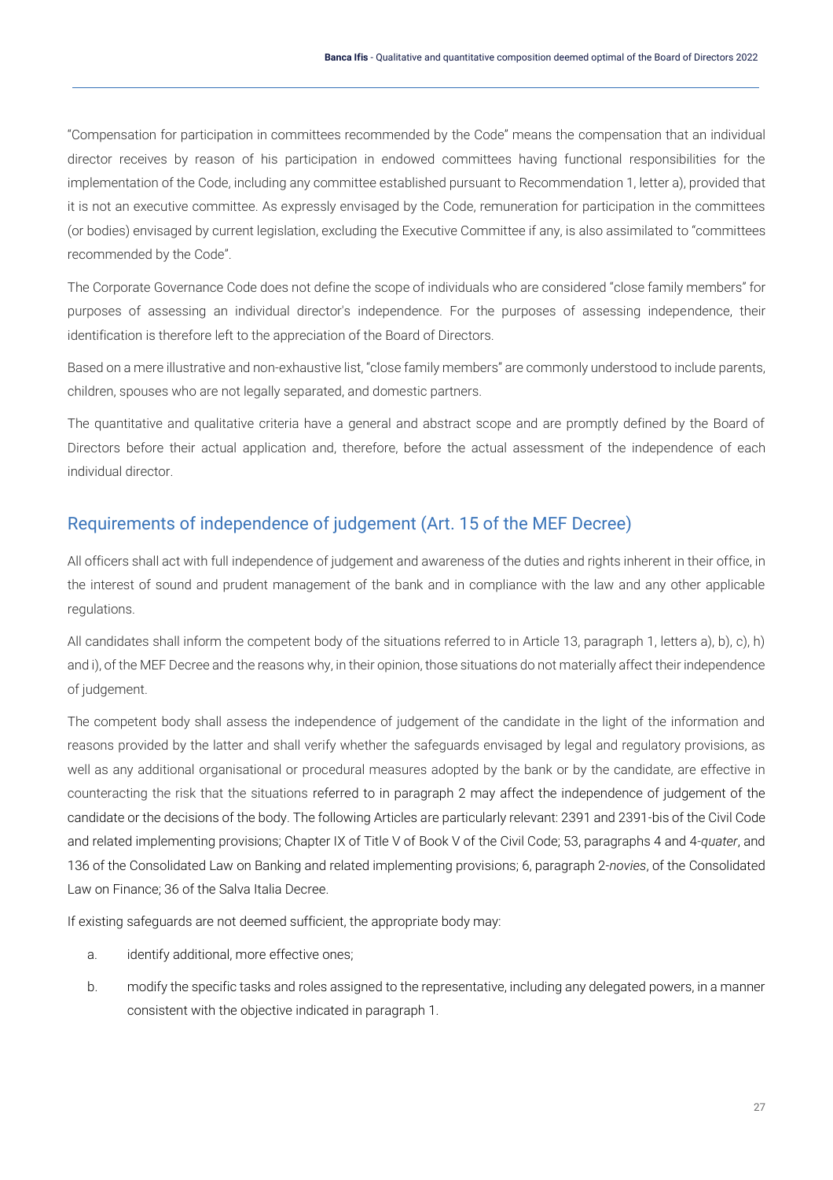"Compensation for participation in committees recommended by the Code" means the compensation that an individual director receives by reason of his participation in endowed committees having functional responsibilities for the implementation of the Code, including any committee established pursuant to Recommendation 1, letter a), provided that it is not an executive committee. As expressly envisaged by the Code, remuneration for participation in the committees (or bodies) envisaged by current legislation, excluding the Executive Committee if any, is also assimilated to "committees recommended by the Code".

The Corporate Governance Code does not define the scope of individuals who are considered "close family members" for purposes of assessing an individual director's independence. For the purposes of assessing independence, their identification is therefore left to the appreciation of the Board of Directors.

Based on a mere illustrative and non-exhaustive list, "close family members" are commonly understood to include parents, children, spouses who are not legally separated, and domestic partners.

The quantitative and qualitative criteria have a general and abstract scope and are promptly defined by the Board of Directors before their actual application and, therefore, before the actual assessment of the independence of each individual director.

## Requirements of independence of judgement (Art. 15 of the MEF Decree)

All officers shall act with full independence of judgement and awareness of the duties and rights inherent in their office, in the interest of sound and prudent management of the bank and in compliance with the law and any other applicable regulations.

All candidates shall inform the competent body of the situations referred to in Article 13, paragraph 1, letters a), b), c), h) and i), of the MEF Decree and the reasons why, in their opinion, those situations do not materially affect their independence of judgement.

The competent body shall assess the independence of judgement of the candidate in the light of the information and reasons provided by the latter and shall verify whether the safeguards envisaged by legal and regulatory provisions, as well as any additional organisational or procedural measures adopted by the bank or by the candidate, are effective in counteracting the risk that the situations referred to in paragraph 2 may affect the independence of judgement of the candidate or the decisions of the body. The following Articles are particularly relevant: 2391 and 2391-bis of the Civil Code and related implementing provisions; Chapter IX of Title V of Book V of the Civil Code; 53, paragraphs 4 and 4-*quater*, and 136 of the Consolidated Law on Banking and related implementing provisions; 6, paragraph 2-*novies*, of the Consolidated Law on Finance; 36 of the Salva Italia Decree.

If existing safeguards are not deemed sufficient, the appropriate body may:

a. identify additional, more effective ones;

b. modify the specific tasks and roles assigned to the representative, including any delegated powers, in a manner consistent with the objective indicated in paragraph 1.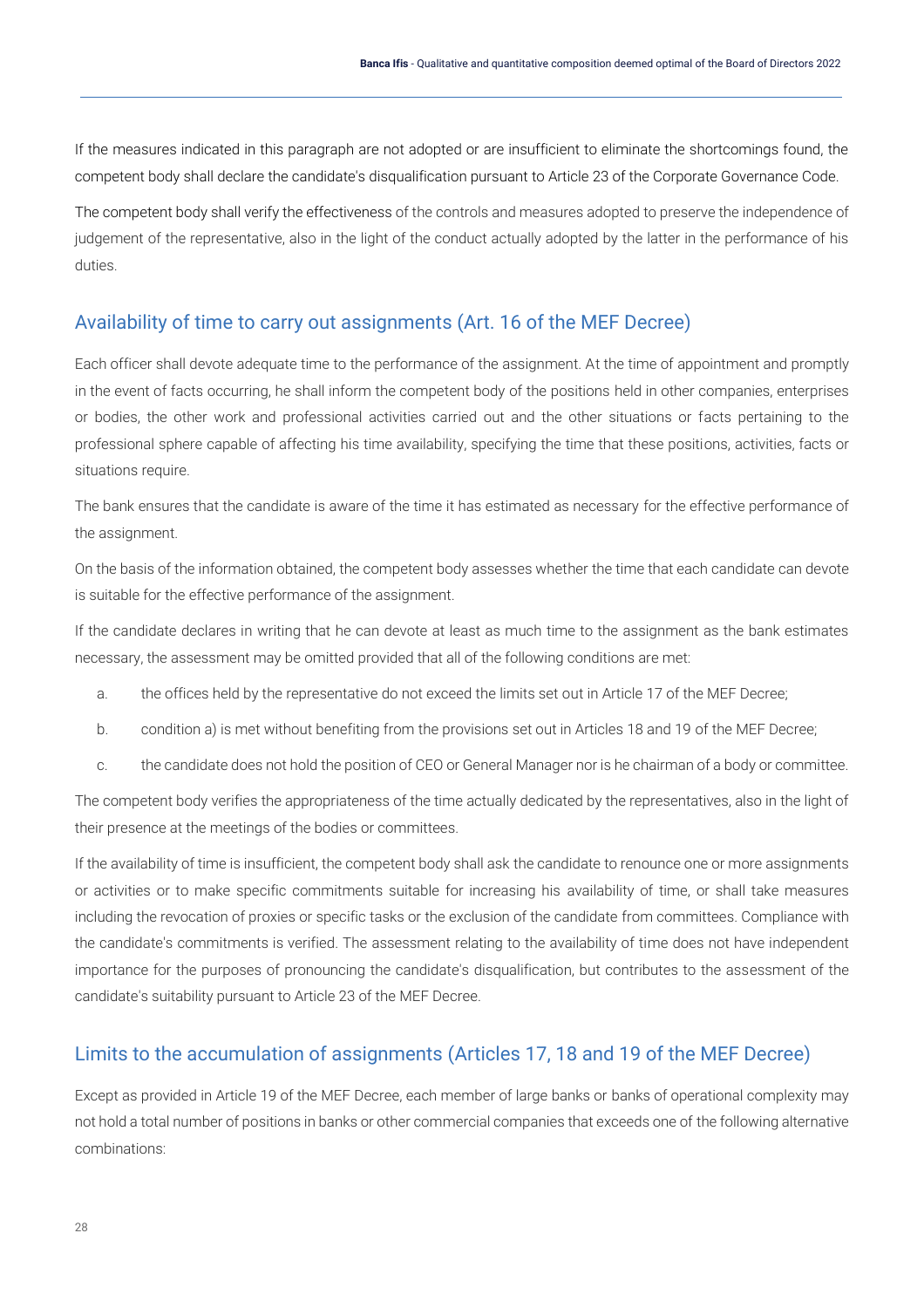If the measures indicated in this paragraph are not adopted or are insufficient to eliminate the shortcomings found, the competent body shall declare the candidate's disqualification pursuant to Article 23 of the Corporate Governance Code.

The competent body shall verify the effectiveness of the controls and measures adopted to preserve the independence of judgement of the representative, also in the light of the conduct actually adopted by the latter in the performance of his duties.

## Availability of time to carry out assignments (Art. 16 of the MEF Decree)

Each officer shall devote adequate time to the performance of the assignment. At the time of appointment and promptly in the event of facts occurring, he shall inform the competent body of the positions held in other companies, enterprises or bodies, the other work and professional activities carried out and the other situations or facts pertaining to the professional sphere capable of affecting his time availability, specifying the time that these positions, activities, facts or situations require.

The bank ensures that the candidate is aware of the time it has estimated as necessary for the effective performance of the assignment.

On the basis of the information obtained, the competent body assesses whether the time that each candidate can devote is suitable for the effective performance of the assignment.

If the candidate declares in writing that he can devote at least as much time to the assignment as the bank estimates necessary, the assessment may be omitted provided that all of the following conditions are met:

a. the offices held by the representative do not exceed the limits set out in Article 17 of the MEF Decree;

b. condition a) is met without benefiting from the provisions set out in Articles 18 and 19 of the MEF Decree;

c. the candidate does not hold the position of CEO or General Manager nor is he chairman of a body or committee.

The competent body verifies the appropriateness of the time actually dedicated by the representatives, also in the light of their presence at the meetings of the bodies or committees.

If the availability of time is insufficient, the competent body shall ask the candidate to renounce one or more assignments or activities or to make specific commitments suitable for increasing his availability of time, or shall take measures including the revocation of proxies or specific tasks or the exclusion of the candidate from committees. Compliance with the candidate's commitments is verified. The assessment relating to the availability of time does not have independent importance for the purposes of pronouncing the candidate's disqualification, but contributes to the assessment of the candidate's suitability pursuant to Article 23 of the MEF Decree.

## Limits to the accumulation of assignments (Articles 17, 18 and 19 of the MEF Decree)

Except as provided in Article 19 of the MEF Decree, each member of large banks or banks of operational complexity may not hold a total number of positions in banks or other commercial companies that exceeds one of the following alternative combinations: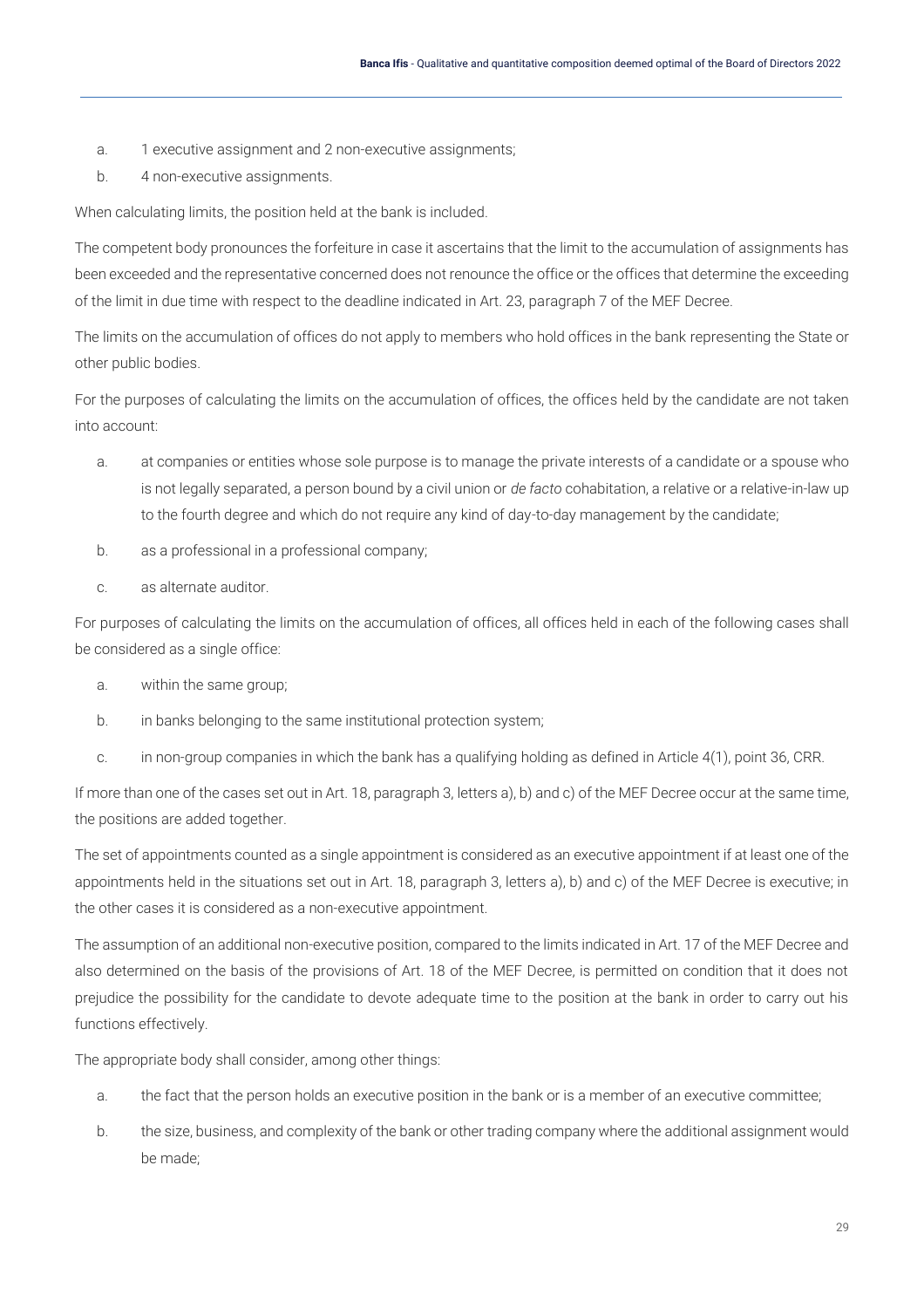a. 1 executive assignment and 2 non-executive assignments;

b. 4 non-executive assignments.

When calculating limits, the position held at the bank is included.

The competent body pronounces the forfeiture in case it ascertains that the limit to the accumulation of assignments has been exceeded and the representative concerned does not renounce the office or the offices that determine the exceeding of the limit in due time with respect to the deadline indicated in Art. 23, paragraph 7 of the MEF Decree.

The limits on the accumulation of offices do not apply to members who hold offices in the bank representing the State or other public bodies.

For the purposes of calculating the limits on the accumulation of offices, the offices held by the candidate are not taken into account:

a. at companies or entities whose sole purpose is to manage the private interests of a candidate or a spouse who is not legally separated, a person bound by a civil union or *de facto* cohabitation, a relative or a relative-in-law up to the fourth degree and which do not require any kind of day-to-day management by the candidate;

b. as a professional in a professional company;

c. as alternate auditor.

For purposes of calculating the limits on the accumulation of offices, all offices held in each of the following cases shall be considered as a single office:

a. within the same group;

b. in banks belonging to the same institutional protection system;

c. in non-group companies in which the bank has a qualifying holding as defined in Article 4(1), point 36, CRR.

If more than one of the cases set out in Art. 18, paragraph 3, letters a), b) and c) of the MEF Decree occur at the same time, the positions are added together.

The set of appointments counted as a single appointment is considered as an executive appointment if at least one of the appointments held in the situations set out in Art. 18, paragraph 3, letters a), b) and c) of the MEF Decree is executive; in the other cases it is considered as a non-executive appointment.

The assumption of an additional non-executive position, compared to the limits indicated in Art. 17 of the MEF Decree and also determined on the basis of the provisions of Art. 18 of the MEF Decree, is permitted on condition that it does not prejudice the possibility for the candidate to devote adequate time to the position at the bank in order to carry out his functions effectively.

The appropriate body shall consider, among other things:

a. the fact that the person holds an executive position in the bank or is a member of an executive committee;

b. the size, business, and complexity of the bank or other trading company where the additional assignment would be made;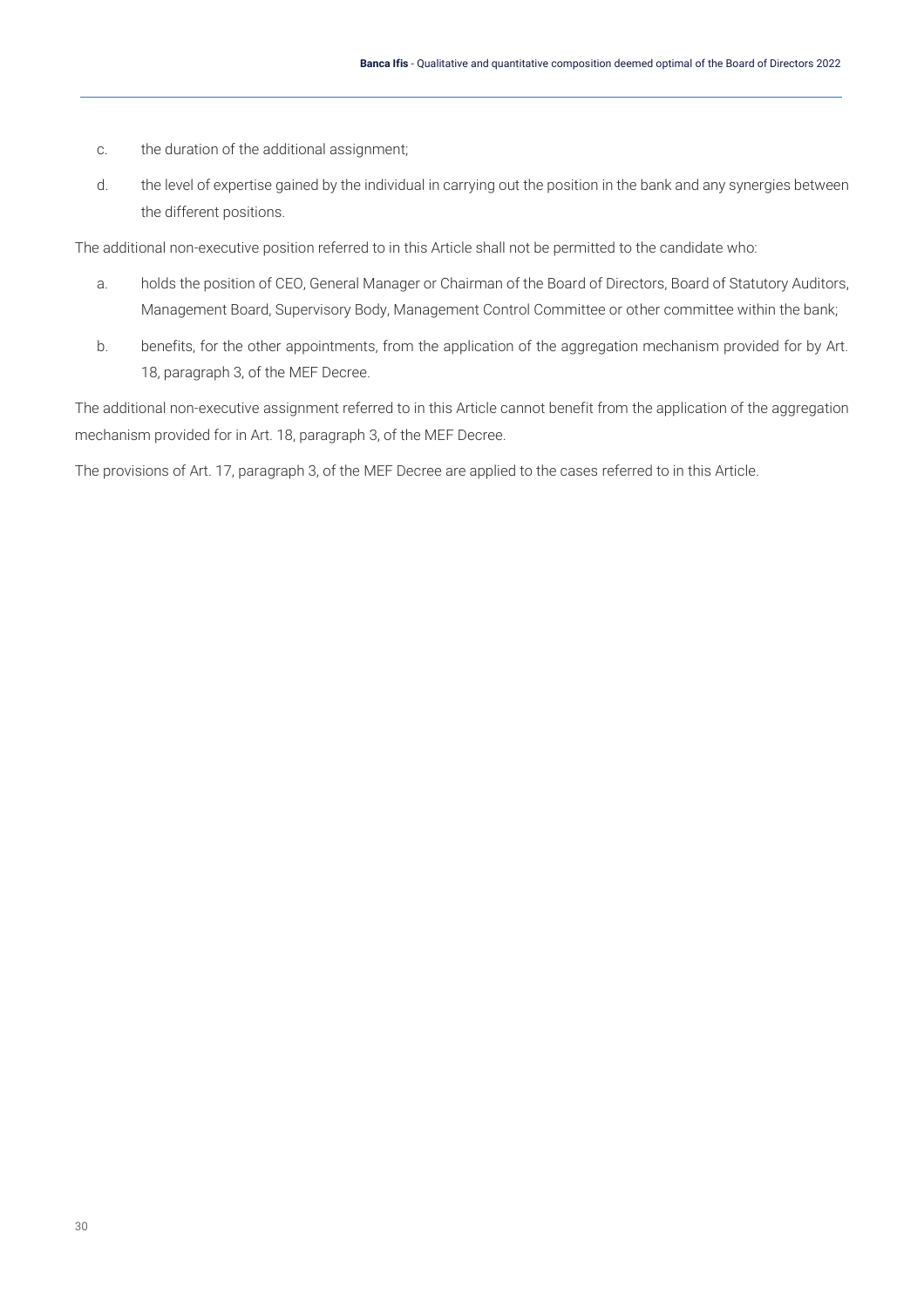c. the duration of the additional assignment;

d. the level of expertise gained by the individual in carrying out the position in the bank and any synergies between the different positions.

The additional non-executive position referred to in this Article shall not be permitted to the candidate who:

a. holds the position of CEO, General Manager or Chairman of the Board of Directors, Board of Statutory Auditors, Management Board, Supervisory Body, Management Control Committee or other committee within the bank;

b. benefits, for the other appointments, from the application of the aggregation mechanism provided for by Art. 18, paragraph 3, of the MEF Decree.

The additional non-executive assignment referred to in this Article cannot benefit from the application of the aggregation mechanism provided for in Art. 18, paragraph 3, of the MEF Decree.

The provisions of Art. 17, paragraph 3, of the MEF Decree are applied to the cases referred to in this Article.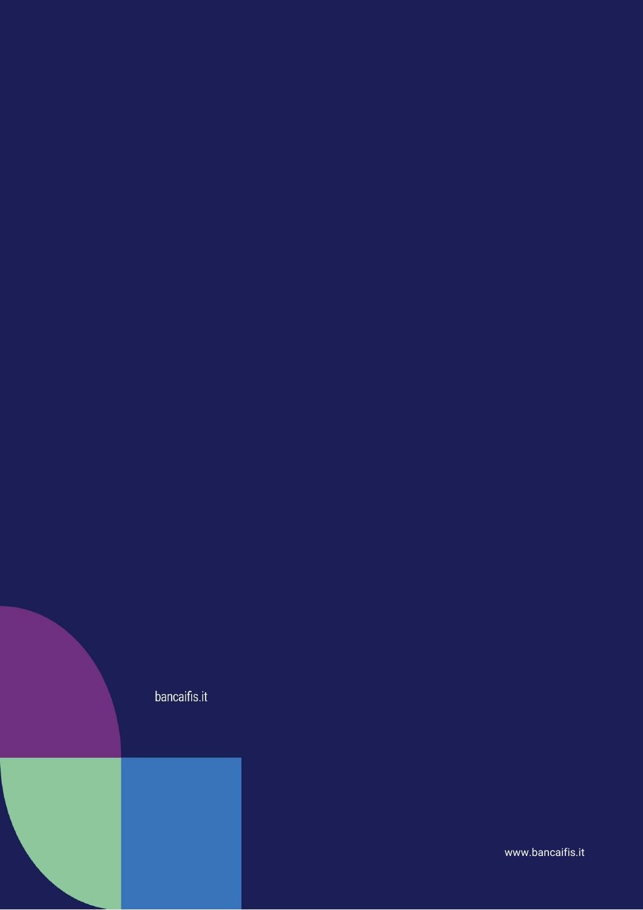bancaifis.it

www.bancaifis.it